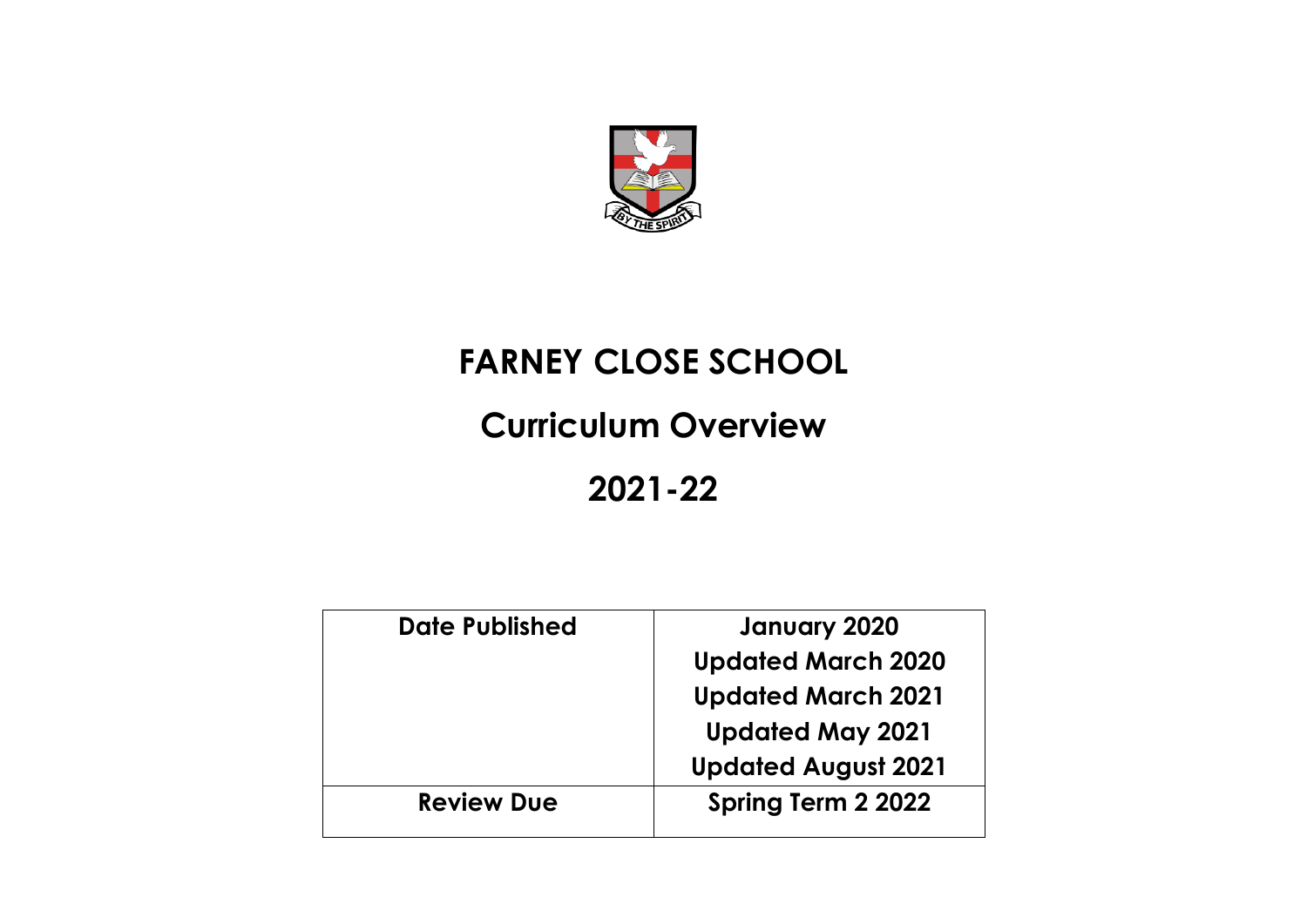# FARNEY CLOSE SCHOOL

## Curriculum Overview

## 2021-22

| Date Published | January 2020<br>Updated March 2020<br>Updated March 2021<br>Updated May 2021<br>Updated August 2021 |
|---|---|
| Review Due | Spring Term 2 2022 |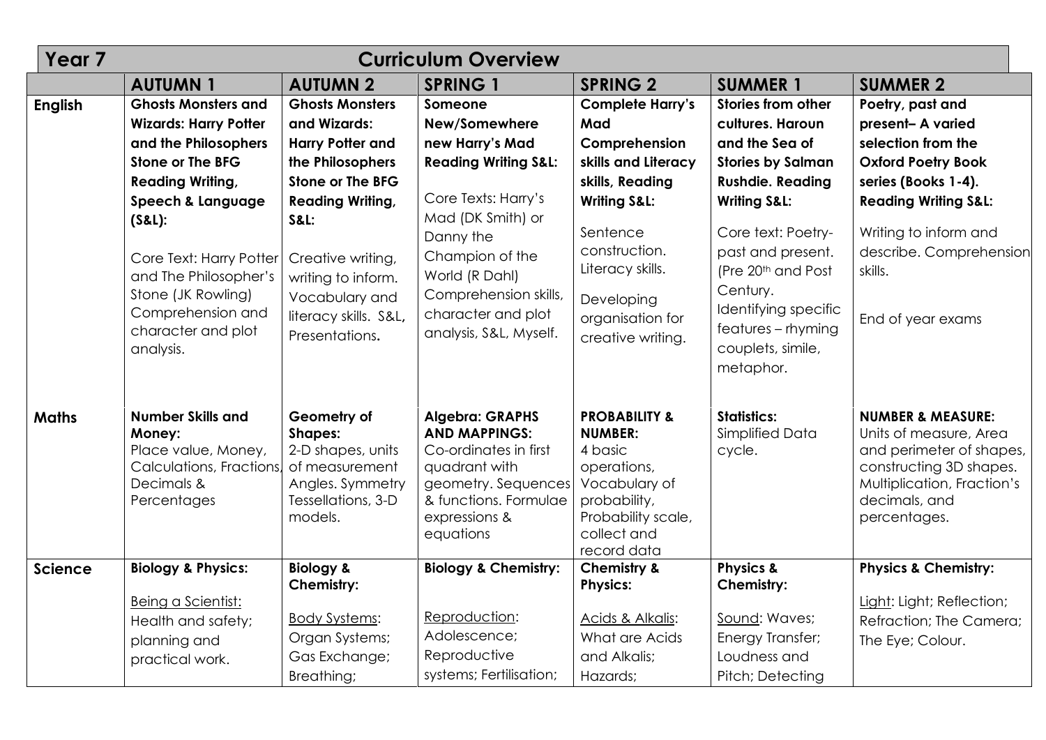| Year 7 | Curriculum Overview | | | | | |
|---|---|---|---|---|---|---|
| | **AUTUMN 1** | **AUTUMN 2** | **SPRING 1** | **SPRING 2** | **SUMMER 1** | **SUMMER 2** |
| **English** | **Ghosts Monsters and Wizards: Harry Potter and the Philosophers Stone or The BFG Reading Writing, Speech & Language (S&L):** Core Text: Harry Potter and The Philosopher's Stone (JK Rowling) Comprehension and character and plot analysis. | **Ghosts Monsters and Wizards: Harry Potter and the Philosophers Stone or The BFG Reading Writing, S&L:** Creative writing, writing to inform. Vocabulary and literacy skills. S&L, Presentations**.** | **Someone New/Somewhere new Harry's Mad Reading Writing S&L:** Core Texts: Harry's Mad (DK Smith) or Danny the Champion of the World (R Dahl) Comprehension skills, character and plot analysis, S&L, Myself. | **Complete Harry's Mad Comprehension skills and Literacy skills, Reading Writing S&L:** Sentence construction. Literacy skills. Developing organisation for creative writing. | **Stories from other cultures. Haroun and the Sea of Stories by Salman Rushdie. Reading Writing S&L:** Core text: Poetry- past and present. (Pre 20th and Post Century. Identifying specific features – rhyming couplets, simile, metaphor. | **Poetry, past and present– A varied selection from the Oxford Poetry Book series (Books 1-4). Reading Writing S&L:** Writing to inform and describe. Comprehension skills. End of year exams |
| **Maths** | **Number Skills and Money:** Place value, Money, Calculations, Fractions, Decimals & Percentages | **Geometry of Shapes:** 2-D shapes, units of measurement Angles. Symmetry Tessellations, 3-D models. | **Algebra: GRAPHS AND MAPPINGS:** Co-ordinates in first quadrant with geometry. Sequences & functions. Formulae expressions & equations | **PROBABILITY & NUMBER:** 4 basic operations, Vocabulary of probability, Probability scale, collect and record data | **Statistics:** Simplified Data cycle. | **NUMBER & MEASURE:** Units of measure, Area and perimeter of shapes, constructing 3D shapes. Multiplication, Fraction's decimals, and percentages. |
| **Science** | **Biology & Physics:** Being a Scientist: Health and safety; planning and practical work. | **Biology & Chemistry:** Body Systems: Organ Systems; Gas Exchange; Breathing; | **Biology & Chemistry:** Reproduction: Adolescence; Reproductive systems; Fertilisation; | **Chemistry & Physics:** Acids & Alkalis: What are Acids and Alkalis; Hazards; | **Physics & Chemistry:** Sound: Waves; Energy Transfer; Loudness and Pitch; Detecting | **Physics & Chemistry:** Light: Light; Reflection; Refraction; The Camera; The Eye; Colour. |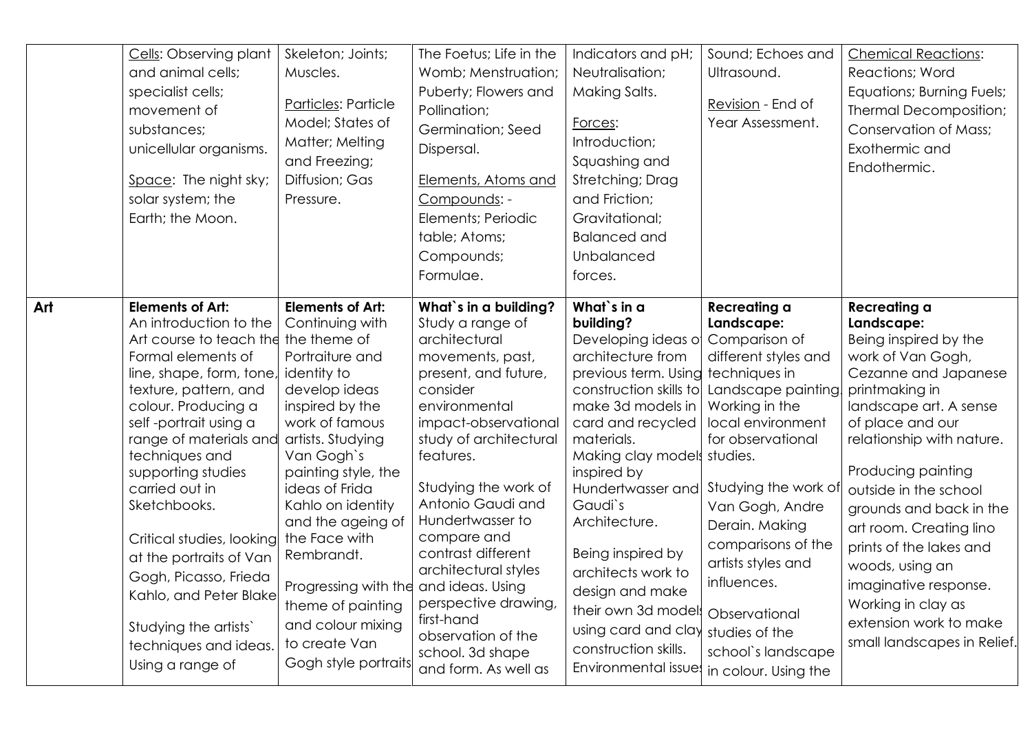| | | | | | | |
|---|---|---|---|---|---|---|
| | Cells: Observing plant and animal cells; specialist cells; movement of substances; unicellular organisms.<br><br>Space: The night sky; solar system; the Earth; the Moon. | Skeleton; Joints; Muscles.<br><br>Particles: Particle Model; States of Matter; Melting and Freezing; Diffusion; Gas Pressure. | The Foetus; Life in the Womb; Menstruation; Puberty; Flowers and Pollination; Germination; Seed Dispersal.<br><br>Elements, Atoms and Compounds: - Elements; Periodic table; Atoms; Compounds; Formulae. | Indicators and pH; Neutralisation; Making Salts.<br><br>Forces: Introduction; Squashing and Stretching; Drag and Friction; Gravitational; Balanced and Unbalanced forces. | Sound; Echoes and Ultrasound.<br><br>Revision - End of Year Assessment. | Chemical Reactions: Reactions; Word Equations; Burning Fuels; Thermal Decomposition; Conservation of Mass; Exothermic and Endothermic. |
| **Art** | **Elements of Art:** An introduction to the Art course to teach the Formal elements of line, shape, form, tone, texture, pattern, and colour. Producing a self -portrait using a range of materials and techniques and supporting studies carried out in Sketchbooks.<br><br>Critical studies, looking at the portraits of Van Gogh, Picasso, Frieda Kahlo, and Peter Blake<br><br>Studying the artists` techniques and ideas. Using a range of | **Elements of Art:** Continuing with the theme of Portraiture and identity to develop ideas inspired by the work of famous artists. Studying Van Gogh`s painting style, the ideas of Frida Kahlo on identity and the ageing of the Face with Rembrandt.<br><br>Progressing with the theme of painting and colour mixing to create Van Gogh style portraits | **What`s in a building?** Study a range of architectural movements, past, present, and future, consider environmental impact-observational study of architectural features.<br><br>Studying the work of Antonio Gaudi and Hundertwasser to compare and contrast different architectural styles and ideas. Using perspective drawing, first-hand observation of the school. 3d shape and form. As well as | **What`s in a building?** Developing ideas of architecture from previous term. Using construction skills to make 3d models in card and recycled materials. Making clay models inspired by Hundertwasser and Gaudi`s Architecture.<br><br>Being inspired by architects work to design and make their own 3d models using card and clay construction skills. Environmental issues | **Recreating a Landscape:** Comparison of different styles and techniques in Landscape painting. Working in the local environment for observational studies.<br><br>Studying the work of Van Gogh, Andre Derain. Making comparisons of the artists styles and influences.<br><br>Observational studies of the school`s landscape in colour. Using the | **Recreating a Landscape:** Being inspired by the work of Van Gogh, Cezanne and Japanese printmaking in landscape art. A sense of place and our relationship with nature.<br><br>Producing painting outside in the school grounds and back in the art room. Creating lino prints of the lakes and woods, using an imaginative response. Working in clay as extension work to make small landscapes in Relief. |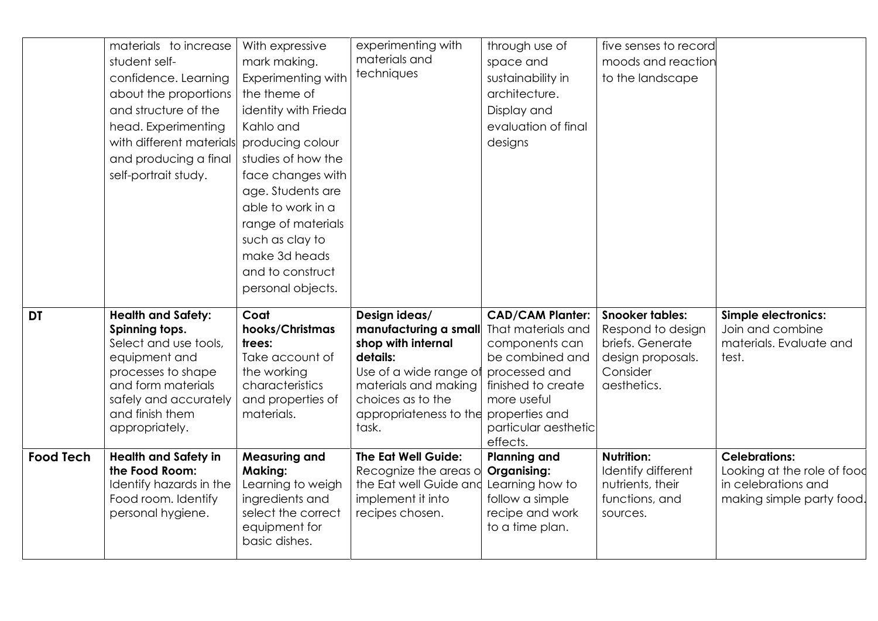| | | | | | | |
|---|---|---|---|---|---|---|
| | materials to increase student self-confidence. Learning about the proportions and structure of the head. Experimenting with different materials and producing a final self-portrait study. | With expressive mark making. Experimenting with the theme of identity with Frieda Kahlo and producing colour studies of how the face changes with age. Students are able to work in a range of materials such as clay to make 3d heads and to construct personal objects. | experimenting with materials and techniques | through use of space and sustainability in architecture. Display and evaluation of final designs | five senses to record moods and reaction to the landscape | |
| **DT** | **Health and Safety: Spinning tops.** Select and use tools, equipment and processes to shape and form materials safely and accurately and finish them appropriately. | **Coat hooks/Christmas trees:** Take account of the working characteristics and properties of materials. | **Design ideas/ manufacturing a small shop with internal details:** Use of a wide range of materials and making choices as to the appropriateness to the task. | **CAD/CAM Planter:** That materials and components can be combined and processed and finished to create more useful properties and particular aesthetic effects. | **Snooker tables:** Respond to design briefs. Generate design proposals. Consider aesthetics. | **Simple electronics:** Join and combine materials. Evaluate and test. |
| **Food Tech** | **Health and Safety in the Food Room:** Identify hazards in the Food room. Identify personal hygiene. | **Measuring and Making:** Learning to weigh ingredients and select the correct equipment for basic dishes. | **The Eat Well Guide:** Recognize the areas of the Eat well Guide and implement it into recipes chosen. | **Planning and Organising:** Learning how to follow a simple recipe and work to a time plan. | **Nutrition:** Identify different nutrients, their functions, and sources. | **Celebrations:** Looking at the role of food in celebrations and making simple party food. |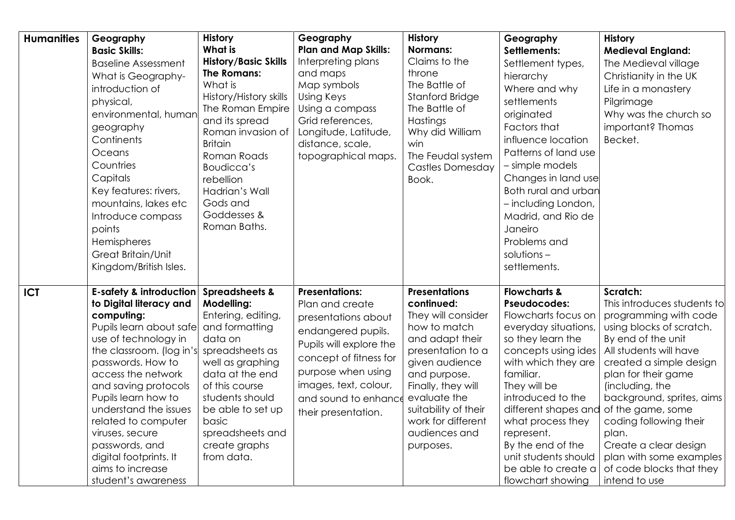| | | | | | | |
|---|---|---|---|---|---|---|
| **Humanities** | **Geography Basic Skills:** Baseline Assessment What is Geography- introduction of physical, environmental, human geography Continents Oceans Countries Capitals Key features: rivers, mountains, lakes etc Introduce compass points Hemispheres Great Britain/Unit Kingdom/British Isles. | **History What is History/Basic Skills The Romans:** What is History/History skills The Roman Empire and its spread Roman invasion of Britain Roman Roads Boudicca's rebellion Hadrian's Wall Gods and Goddesses & Roman Baths. | **Geography Plan and Map Skills:** Interpreting plans and maps Map symbols Using Keys Using a compass Grid references, Longitude, Latitude, distance, scale, topographical maps. | **History Normans:** Claims to the throne The Battle of Stanford Bridge The Battle of Hastings Why did William win The Feudal system Castles Domesday Book. | **Geography Settlements:** Settlement types, hierarchy Where and why settlements originated Factors that influence location Patterns of land use – simple models Changes in land use Both rural and urban – including London, Madrid, and Rio de Janeiro Problems and solutions – settlements. | **History Medieval England:** The Medieval village Christianity in the UK Life in a monastery Pilgrimage Why was the church so important? Thomas Becket. |
| **ICT** | **E-safety & introduction to Digital literacy and computing:** Pupils learn about safe use of technology in the classroom. (log in's passwords. How to access the network and saving protocols Pupils learn how to understand the issues related to computer viruses, secure passwords, and digital footprints. It aims to increase student's awareness | **Spreadsheets & Modelling:** Entering, editing, and formatting data on spreadsheets as well as graphing data at the end of this course students should be able to set up basic spreadsheets and create graphs from data. | **Presentations:** Plan and create presentations about endangered pupils. Pupils will explore the concept of fitness for purpose when using images, text, colour, and sound to enhance their presentation. | **Presentations continued:** They will consider how to match and adapt their presentation to a given audience and purpose. Finally, they will evaluate the suitability of their work for different audiences and purposes. | **Flowcharts & Pseudocodes:** Flowcharts focus on everyday situations, so they learn the concepts using ides with which they are familiar. They will be introduced to the different shapes and what process they represent. By the end of the unit students should be able to create a flowchart showing | **Scratch:** This introduces students to programming with code using blocks of scratch. By end of the unit All students will have created a simple design plan for their game (including, the background, sprites, aims of the game, some coding following their plan. Create a clear design plan with some examples of code blocks that they intend to use |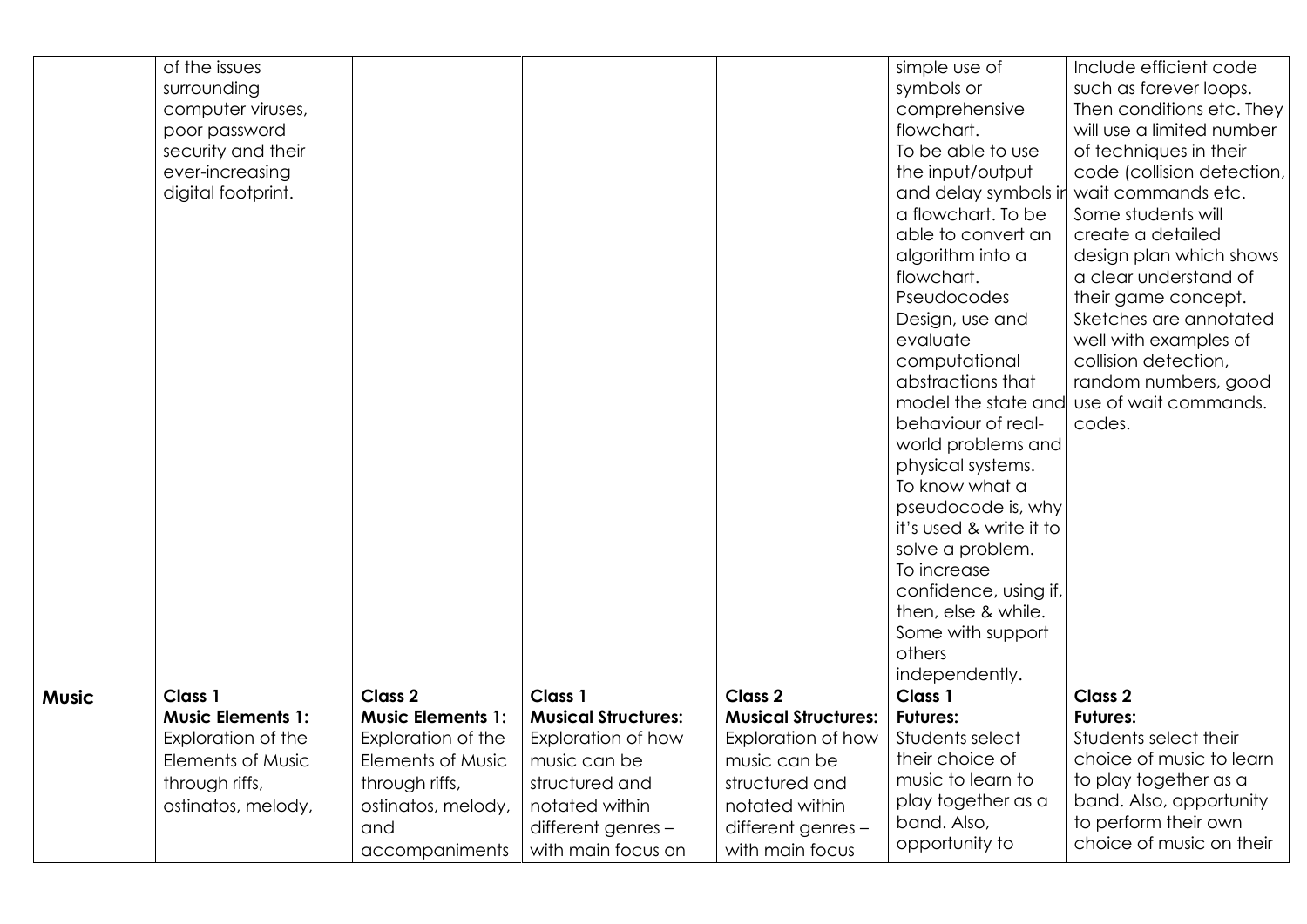| | | | | | | |
|---|---|---|---|---|---|---|
| | of the issues surrounding computer viruses, poor password security and their ever-increasing digital footprint. | | | | simple use of symbols or comprehensive flowchart. To be able to use the input/output and delay symbols in a flowchart. To be able to convert an algorithm into a flowchart. Pseudocodes Design, use and evaluate computational abstractions that model the state and behaviour of real-world problems and physical systems. To know what a pseudocode is, why it's used & write it to solve a problem. To increase confidence, using if, then, else & while. Some with support others independently. | Include efficient code such as forever loops. Then conditions etc. They will use a limited number of techniques in their code (collision detection, wait commands etc. Some students will create a detailed design plan which shows a clear understand of their game concept. Sketches are annotated well with examples of collision detection, random numbers, good use of wait commands. codes. |
| **Music** | **Class 1** **Music Elements 1:** Exploration of the Elements of Music through riffs, ostinatos, melody, | **Class 2** **Music Elements 1:** Exploration of the Elements of Music through riffs, ostinatos, melody, and accompaniments | **Class 1** **Musical Structures:** Exploration of how music can be structured and notated within different genres – with main focus on | **Class 2** **Musical Structures:** Exploration of how music can be structured and notated within different genres – with main focus | **Class 1** **Futures:** Students select their choice of music to learn to play together as a band. Also, opportunity to | **Class 2** **Futures:** Students select their choice of music to learn to play together as a band. Also, opportunity to perform their own choice of music on their |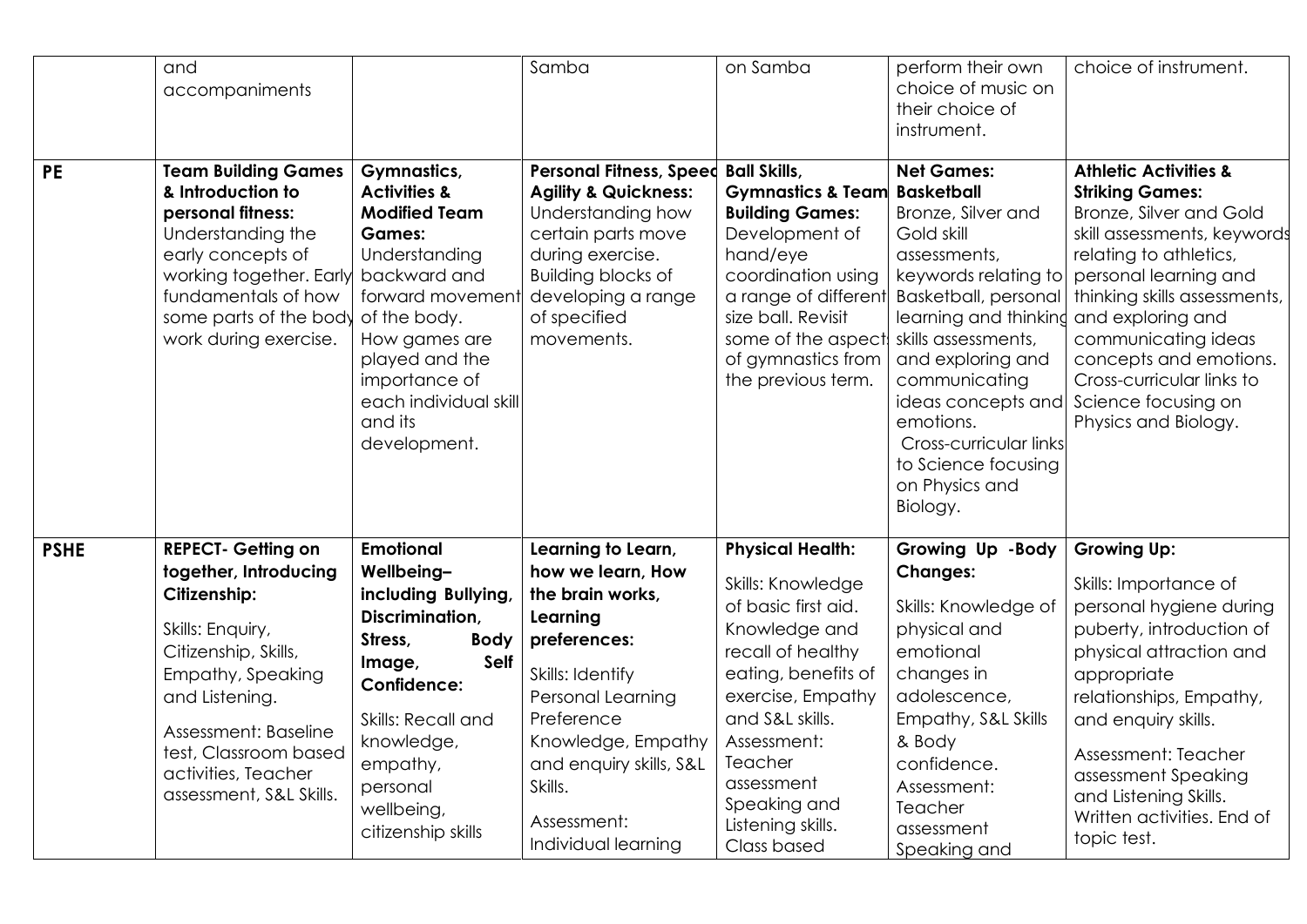| | | | | | | |
|---|---|---|---|---|---|---|
| | and accompaniments | | Samba | on Samba | perform their own choice of music on their choice of instrument. | choice of instrument. |
| **PE** | **Team Building Games & Introduction to personal fitness:** Understanding the early concepts of working together. Early fundamentals of how some parts of the body work during exercise. | **Gymnastics, Activities & Modified Team Games:** Understanding backward and forward movement of the body. How games are played and the importance of each individual skill and its development. | **Personal Fitness, Speed Agility & Quickness:** Understanding how certain parts move during exercise. Building blocks of developing a range of specified movements. | **Ball Skills, Gymnastics & Team Building Games:** Development of hand/eye coordination using a range of different size ball. Revisit some of the aspects of gymnastics from the previous term. | **Net Games: Basketball** Bronze, Silver and Gold skill assessments, keywords relating to Basketball, personal learning and thinking skills assessments, and exploring and communicating ideas concepts and emotions. Cross-curricular links to Science focusing on Physics and Biology. | **Athletic Activities & Striking Games:** Bronze, Silver and Gold skill assessments, keywords relating to athletics, personal learning and thinking skills assessments, and exploring and communicating ideas concepts and emotions. Cross-curricular links to Science focusing on Physics and Biology. |
| **PSHE** | **REPECT- Getting on together, Introducing Citizenship:** Skills: Enquiry, Citizenship, Skills, Empathy, Speaking and Listening. Assessment: Baseline test, Classroom based activities, Teacher assessment, S&L Skills. | **Emotional Wellbeing– including Bullying, Discrimination, Stress, Body Image, Self Confidence:** Skills: Recall and knowledge, empathy, personal wellbeing, citizenship skills | **Learning to Learn, how we learn, How the brain works, Learning preferences:** Skills: Identify Personal Learning Preference Knowledge, Empathy and enquiry skills, S&L Skills. Assessment: Individual learning | **Physical Health:** Skills: Knowledge of basic first aid. Knowledge and recall of healthy eating, benefits of exercise, Empathy and S&L skills. Assessment: Teacher assessment Speaking and Listening skills. Class based | **Growing Up -Body Changes:** Skills: Knowledge of physical and emotional changes in adolescence, Empathy, S&L Skills & Body confidence. Assessment: Teacher assessment Speaking and | **Growing Up:** Skills: Importance of personal hygiene during puberty, introduction of physical attraction and appropriate relationships, Empathy, and enquiry skills. Assessment: Teacher assessment Speaking and Listening Skills. Written activities. End of topic test. |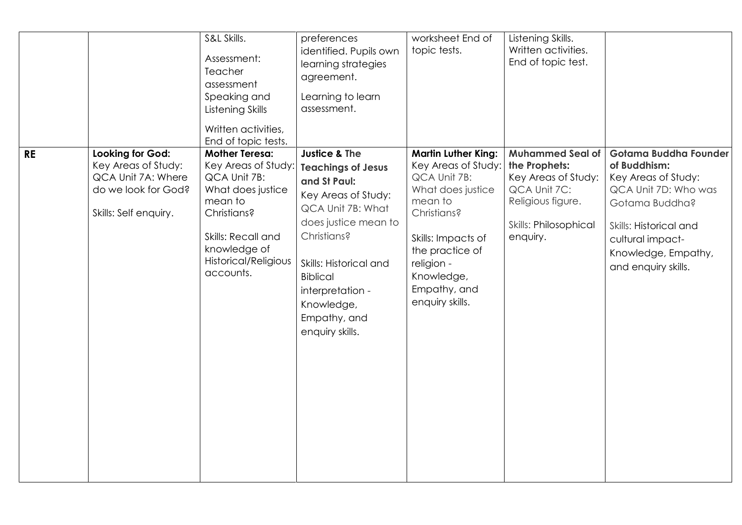| | | | | | | |
|---|---|---|---|---|---|---|
| | | S&L Skills.<br><br>Assessment: Teacher assessment Speaking and Listening Skills<br><br>Written activities, End of topic tests. | preferences identified. Pupils own learning strategies agreement.<br><br>Learning to learn assessment. | worksheet End of topic tests. | Listening Skills. Written activities. End of topic test. | |
| **RE** | **Looking for God:**<br>Key Areas of Study: QCA Unit 7A: Where do we look for God?<br><br>Skills: Self enquiry. | **Mother Teresa:**<br>Key Areas of Study: QCA Unit 7B: What does justice mean to Christians?<br><br>Skills: Recall and knowledge of Historical/Religious accounts. | **Justice & The Teachings of Jesus and St Paul:**<br>Key Areas of Study: QCA Unit 7B: What does justice mean to Christians?<br><br>Skills: Historical and Biblical interpretation - Knowledge, Empathy, and enquiry skills. | **Martin Luther King:**<br>Key Areas of Study: QCA Unit 7B: What does justice mean to Christians?<br><br>Skills: Impacts of the practice of religion - Knowledge, Empathy, and enquiry skills. | **Muhammed Seal of the Prophets:**<br>Key Areas of Study: QCA Unit 7C: Religious figure.<br><br>Skills: Philosophical enquiry. | **Gotama Buddha Founder of Buddhism:**<br>Key Areas of Study: QCA Unit 7D: Who was Gotama Buddha?<br><br>Skills: Historical and cultural impact- Knowledge, Empathy, and enquiry skills. |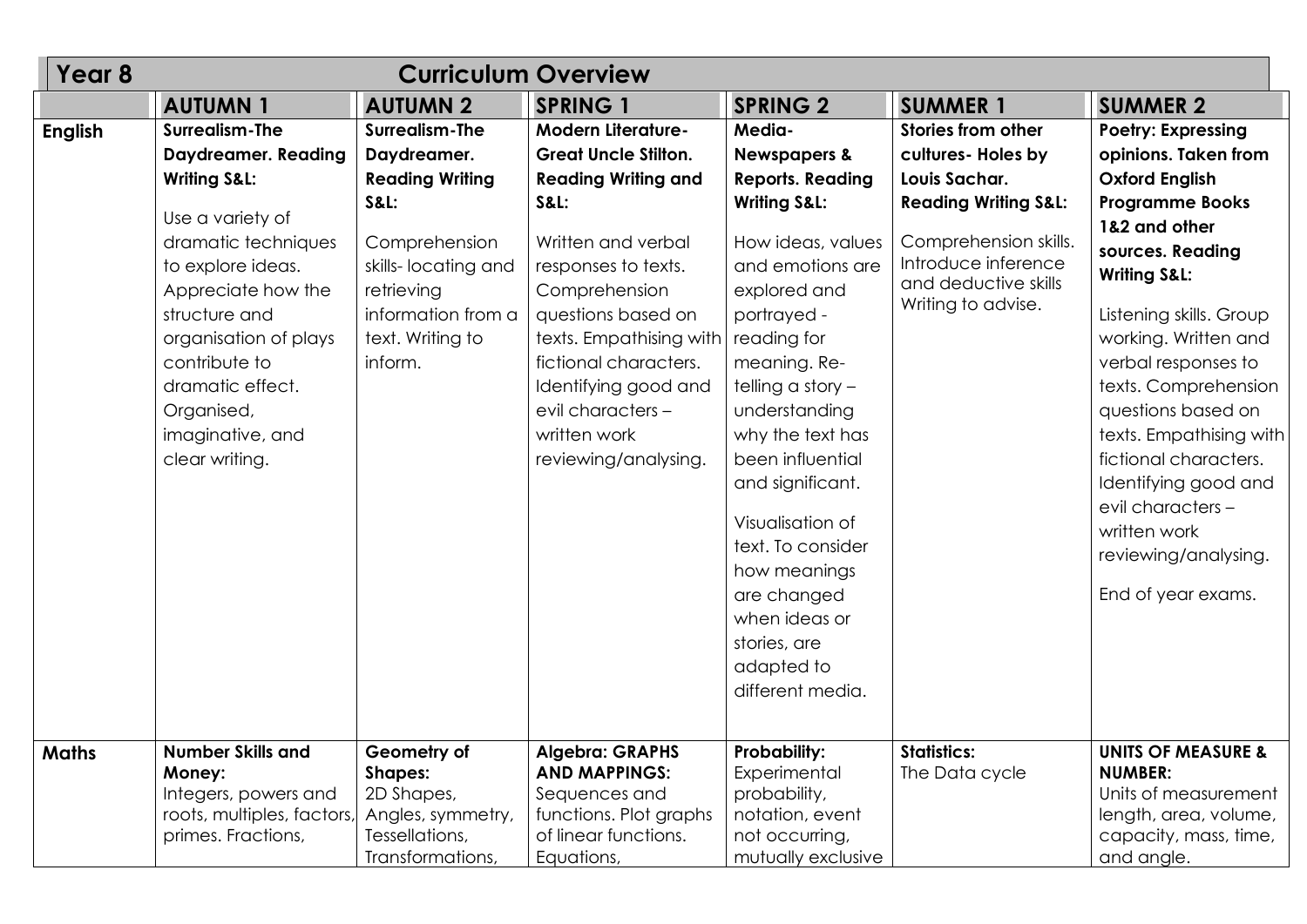| Year 8 | Curriculum Overview | | | | | |
|---|---|---|---|---|---|---|
| | **AUTUMN 1** | **AUTUMN 2** | **SPRING 1** | **SPRING 2** | **SUMMER 1** | **SUMMER 2** |
| **English** | **Surrealism-The Daydreamer. Reading Writing S&L:** Use a variety of dramatic techniques to explore ideas. Appreciate how the structure and organisation of plays contribute to dramatic effect. Organised, imaginative, and clear writing. | **Surrealism-The Daydreamer. Reading Writing S&L:** Comprehension skills- locating and retrieving information from a text. Writing to inform. | **Modern Literature- Great Uncle Stilton. Reading Writing and S&L:** Written and verbal responses to texts. Comprehension questions based on texts. Empathising with fictional characters. Identifying good and evil characters – written work reviewing/analysing. | **Media- Newspapers & Reports. Reading Writing S&L:** How ideas, values and emotions are explored and portrayed - reading for meaning. Re-telling a story – understanding why the text has been influential and significant. Visualisation of text. To consider how meanings are changed when ideas or stories, are adapted to different media. | **Stories from other cultures- Holes by Louis Sachar. Reading Writing S&L:** Comprehension skills. Introduce inference and deductive skills Writing to advise. | **Poetry: Expressing opinions. Taken from Oxford English Programme Books 1&2 and other sources. Reading Writing S&L:** Listening skills. Group working. Written and verbal responses to texts. Comprehension questions based on texts. Empathising with fictional characters. Identifying good and evil characters – written work reviewing/analysing. End of year exams. |
| **Maths** | **Number Skills and Money:** Integers, powers and roots, multiples, factors, primes. Fractions, | **Geometry of Shapes:** 2D Shapes, Angles, symmetry, Tessellations, Transformations, | **Algebra: GRAPHS AND MAPPINGS:** Sequences and functions. Plot graphs of linear functions. Equations, | **Probability:** Experimental probability, notation, event not occurring, mutually exclusive | **Statistics:** The Data cycle | **UNITS OF MEASURE & NUMBER:** Units of measurement length, area, volume, capacity, mass, time, and angle. |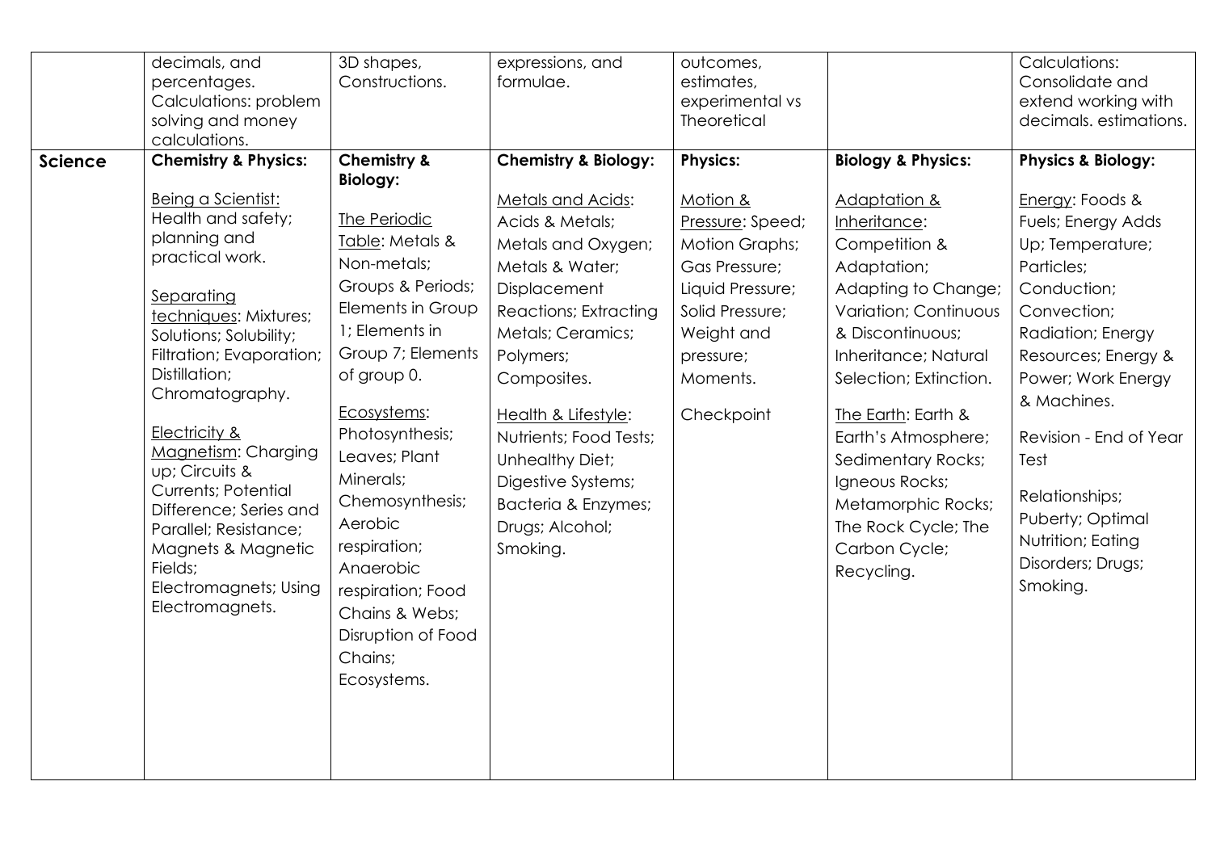| | | | | | | |
|---|---|---|---|---|---|---|
| | decimals, and percentages. Calculations: problem solving and money calculations. | 3D shapes, Constructions. | expressions, and formulae. | outcomes, estimates, experimental vs Theoretical | | Calculations: Consolidate and extend working with decimals. estimations. |
| **Science** | **Chemistry & Physics:**<br><br>Being a Scientist: Health and safety; planning and practical work.<br><br>Separating techniques: Mixtures; Solutions; Solubility; Filtration; Evaporation; Distillation; Chromatography.<br><br>Electricity & Magnetism: Charging up; Circuits & Currents; Potential Difference; Series and Parallel; Resistance; Magnets & Magnetic Fields; Electromagnets; Using Electromagnets. | **Chemistry & Biology:**<br><br>The Periodic Table: Metals & Non-metals; Groups & Periods; Elements in Group 1; Elements in Group 7; Elements of group 0.<br><br>Ecosystems: Photosynthesis; Leaves; Plant Minerals; Chemosynthesis; Aerobic respiration; Anaerobic respiration; Food Chains & Webs; Disruption of Food Chains; Ecosystems. | **Chemistry & Biology:**<br><br>Metals and Acids: Acids & Metals; Metals and Oxygen; Metals & Water; Displacement Reactions; Extracting Metals; Ceramics; Polymers; Composites.<br><br>Health & Lifestyle: Nutrients; Food Tests; Unhealthy Diet; Digestive Systems; Bacteria & Enzymes; Drugs; Alcohol; Smoking. | **Physics:**<br><br>Motion & Pressure: Speed; Motion Graphs; Gas Pressure; Liquid Pressure; Solid Pressure; Weight and pressure; Moments.<br><br>Checkpoint | **Biology & Physics:**<br><br>Adaptation & Inheritance: Competition & Adaptation; Adapting to Change; Variation; Continuous & Discontinuous; Inheritance; Natural Selection; Extinction.<br><br>The Earth: Earth & Earth's Atmosphere; Sedimentary Rocks; Igneous Rocks; Metamorphic Rocks; The Rock Cycle; The Carbon Cycle; Recycling. | **Physics & Biology:**<br><br>Energy: Foods & Fuels; Energy Adds Up; Temperature; Particles; Conduction; Convection; Radiation; Energy Resources; Energy & Power; Work Energy & Machines.<br><br>Revision - End of Year Test<br><br>Relationships; Puberty; Optimal Nutrition; Eating Disorders; Drugs; Smoking. |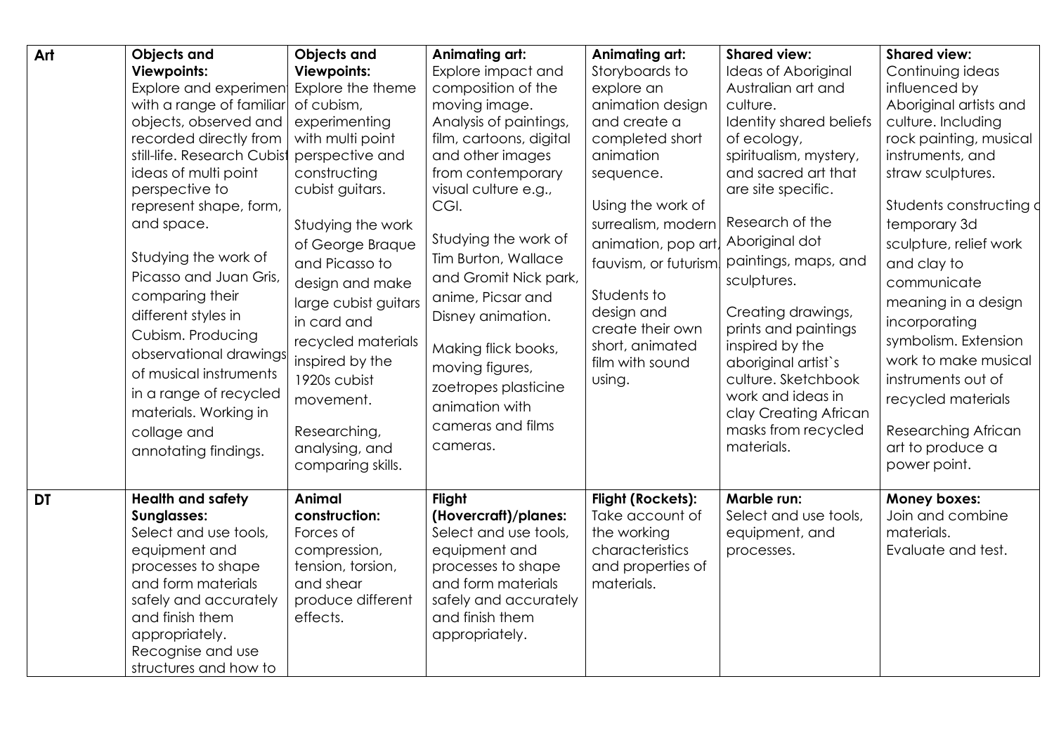| Art | **Objects and Viewpoints:** Explore and experiment with a range of familiar objects, observed and recorded directly from still-life. Research Cubist ideas of multi point perspective to represent shape, form, and space.<br><br>Studying the work of Picasso and Juan Gris, comparing their different styles in Cubism. Producing observational drawings of musical instruments in a range of recycled materials. Working in collage and annotating findings. | **Objects and Viewpoints:** Explore the theme of cubism, experimenting with multi point perspective and constructing cubist guitars.<br><br>Studying the work of George Braque and Picasso to design and make large cubist guitars in card and recycled materials inspired by the 1920s cubist movement.<br><br>Researching, analysing, and comparing skills. | **Animating art:** Explore impact and composition of the moving image. Analysis of paintings, film, cartoons, digital and other images from contemporary visual culture e.g., CGI.<br><br>Studying the work of Tim Burton, Wallace and Gromit Nick park, anime, Picsar and Disney animation.<br><br>Making flick books, moving figures, zoetropes plasticine animation with cameras and films cameras. | **Animating art:** Storyboards to explore an animation design and create a completed short animation sequence.<br><br>Using the work of surrealism, modern animation, pop art, fauvism, or futurism.<br><br>Students to design and create their own short, animated film with sound using. | **Shared view:** Ideas of Aboriginal Australian art and culture. Identity shared beliefs of ecology, spiritualism, mystery, and sacred art that are site specific.<br><br>Research of the Aboriginal dot paintings, maps, and sculptures.<br><br>Creating drawings, prints and paintings inspired by the aboriginal artist`s culture. Sketchbook work and ideas in clay Creating African masks from recycled materials. | **Shared view:** Continuing ideas influenced by Aboriginal artists and culture. Including rock painting, musical instruments, and straw sculptures.<br><br>Students constructing a temporary 3d sculpture, relief work and clay to communicate meaning in a design incorporating symbolism. Extension work to make musical instruments out of recycled materials<br><br>Researching African art to produce a power point. |
|---|---|---|---|---|---|---|
| DT | **Health and safety Sunglasses:** Select and use tools, equipment and processes to shape and form materials safely and accurately and finish them appropriately. Recognise and use structures and how to | **Animal construction:** Forces of compression, tension, torsion, and shear produce different effects. | **Flight (Hovercraft)/planes:** Select and use tools, equipment and processes to shape and form materials safely and accurately and finish them appropriately. | **Flight (Rockets):** Take account of the working characteristics and properties of materials. | **Marble run:** Select and use tools, equipment, and processes. | **Money boxes:** Join and combine materials. Evaluate and test. |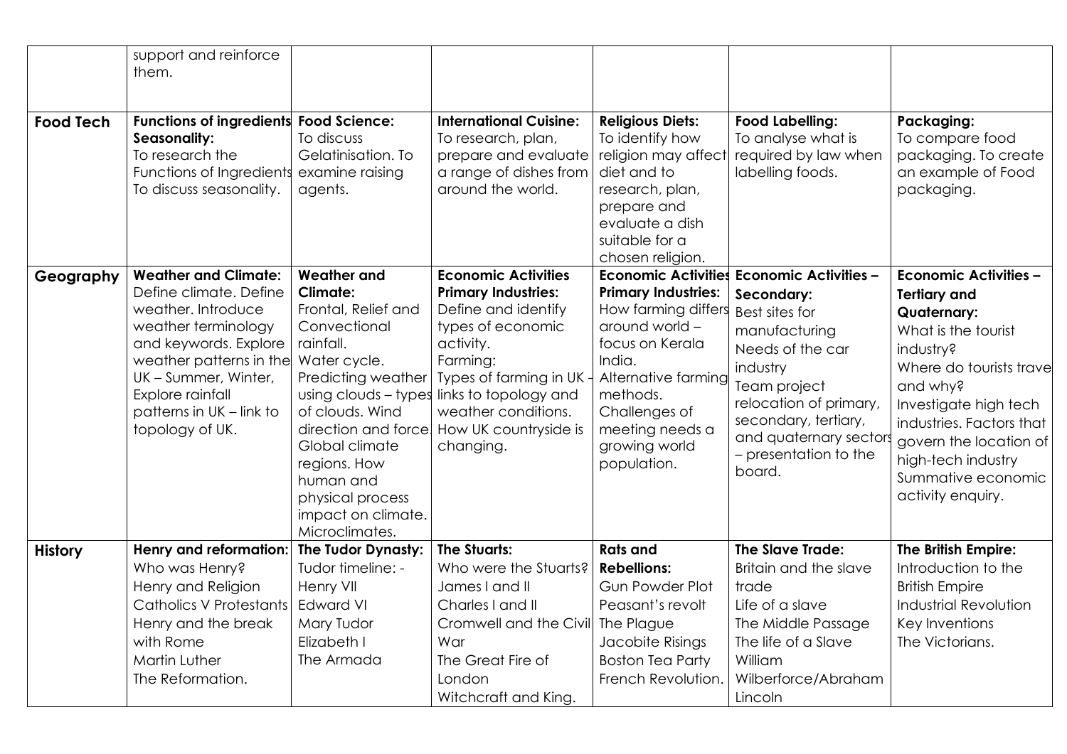| | | | | | | |
|---|---|---|---|---|---|---|
| | support and reinforce them. | | | | | |
| **Food Tech** | **Functions of ingredients Seasonality:** To research the Functions of Ingredients To discuss seasonality. | **Food Science:** To discuss Gelatinisation. To examine raising agents. | **International Cuisine:** To research, plan, prepare and evaluate a range of dishes from around the world. | **Religious Diets:** To identify how religion may affect diet and to research, plan, prepare and evaluate a dish suitable for a chosen religion. | **Food Labelling:** To analyse what is required by law when labelling foods. | **Packaging:** To compare food packaging. To create an example of Food packaging. |
| **Geography** | **Weather and Climate:** Define climate. Define weather. Introduce weather terminology and keywords. Explore weather patterns in the UK – Summer, Winter, Explore rainfall patterns in UK – link to topology of UK. | **Weather and Climate:** Frontal, Relief and Convectional rainfall. Water cycle. Predicting weather using clouds – types of clouds. Wind direction and force. Global climate regions. How human and physical process impact on climate. Microclimates. | **Economic Activities Primary Industries:** Define and identify types of economic activity. Farming: Types of farming in UK - links to topology and weather conditions. How UK countryside is changing. | **Economic Activities Primary Industries:** How farming differs around world – focus on Kerala India. Alternative farming methods. Challenges of meeting needs a growing world population. | **Economic Activities – Secondary:** Best sites for manufacturing Needs of the car industry Team project relocation of primary, secondary, tertiary, and quaternary sectors – presentation to the board. | **Economic Activities – Tertiary and Quaternary:** What is the tourist industry? Where do tourists travel and why? Investigate high tech industries. Factors that govern the location of high-tech industry Summative economic activity enquiry. |
| **History** | **Henry and reformation:** Who was Henry? Henry and Religion Catholics V Protestants Henry and the break with Rome Martin Luther The Reformation. | **The Tudor Dynasty:** Tudor timeline: - Henry VII Edward VI Mary Tudor Elizabeth I The Armada | **The Stuarts:** Who were the Stuarts? James I and II Charles I and II Cromwell and the Civil War The Great Fire of London Witchcraft and King. | **Rats and Rebellions:** Gun Powder Plot Peasant's revolt The Plague Jacobite Risings Boston Tea Party French Revolution. | **The Slave Trade:** Britain and the slave trade Life of a slave The Middle Passage The life of a Slave William Wilberforce/Abraham Lincoln | **The British Empire:** Introduction to the British Empire Industrial Revolution Key Inventions The Victorians. |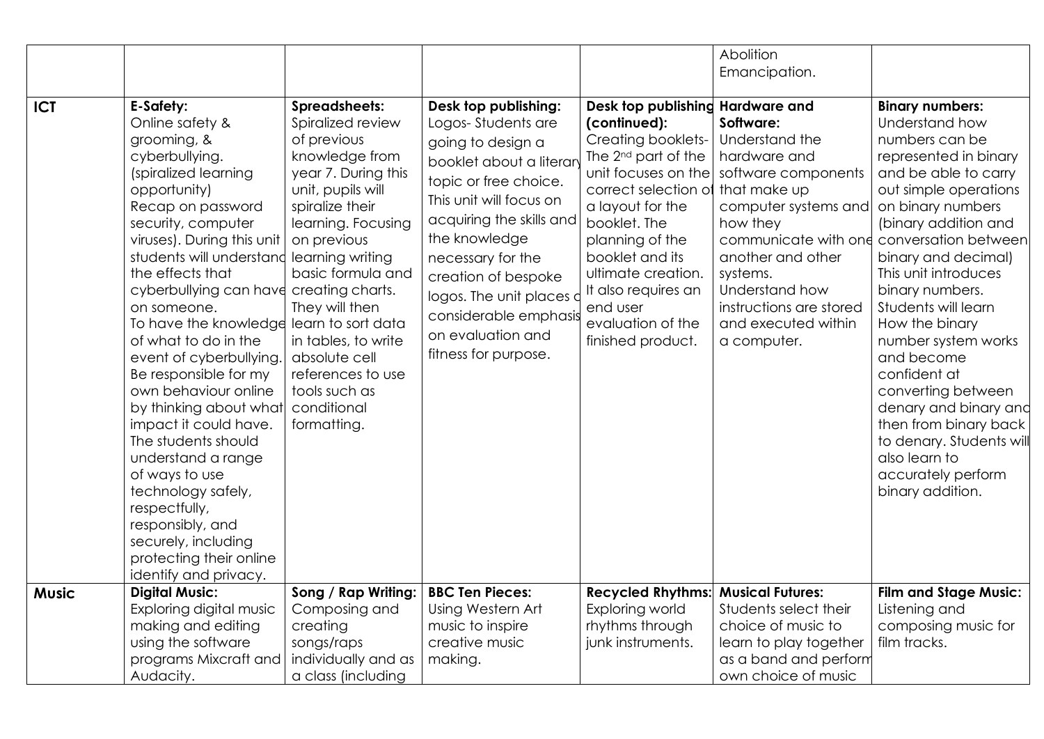|  |  |  |  |  | Abolition Emancipation. |  |
|---|---|---|---|---|---|---|
| **ICT** | **E-Safety:** Online safety & grooming, & cyberbullying. (spiralized learning opportunity) Recap on password security, computer viruses). During this unit students will understand the effects that cyberbullying can have on someone. To have the knowledge of what to do in the event of cyberbullying. Be responsible for my own behaviour online by thinking about what impact it could have. The students should understand a range of ways to use technology safely, respectfully, responsibly, and securely, including protecting their online identify and privacy. | **Spreadsheets:** Spiralized review of previous knowledge from year 7. During this unit, pupils will spiralize their learning. Focusing on previous learning writing basic formula and creating charts. They will then learn to sort data in tables, to write absolute cell references to use tools such as conditional formatting. | **Desk top publishing:** Logos- Students are going to design a booklet about a literary topic or free choice. This unit will focus on acquiring the skills and the knowledge necessary for the creation of bespoke logos. The unit places a considerable emphasis on evaluation and fitness for purpose. | **Desk top publishing (continued):** Creating booklets- The 2nd part of the unit focuses on the correct selection of a layout for the booklet. The planning of the booklet and its ultimate creation. It also requires an end user evaluation of the finished product. | **Hardware and Software:** Understand the hardware and software components that make up computer systems and how they communicate with one another and other systems. Understand how instructions are stored and executed within a computer. | **Binary numbers:** Understand how numbers can be represented in binary and be able to carry out simple operations on binary numbers (binary addition and conversation between binary and decimal) This unit introduces binary numbers. Students will learn How the binary number system works and become confident at converting between denary and binary and then from binary back to denary. Students will also learn to accurately perform binary addition. |
| **Music** | **Digital Music:** Exploring digital music making and editing using the software programs Mixcraft and Audacity. | **Song / Rap Writing:** Composing and creating songs/raps individually and as a class (including | **BBC Ten Pieces:** Using Western Art music to inspire creative music making. | **Recycled Rhythms:** Exploring world rhythms through junk instruments. | **Musical Futures:** Students select their choice of music to learn to play together as a band and perform own choice of music | **Film and Stage Music:** Listening and composing music for film tracks. |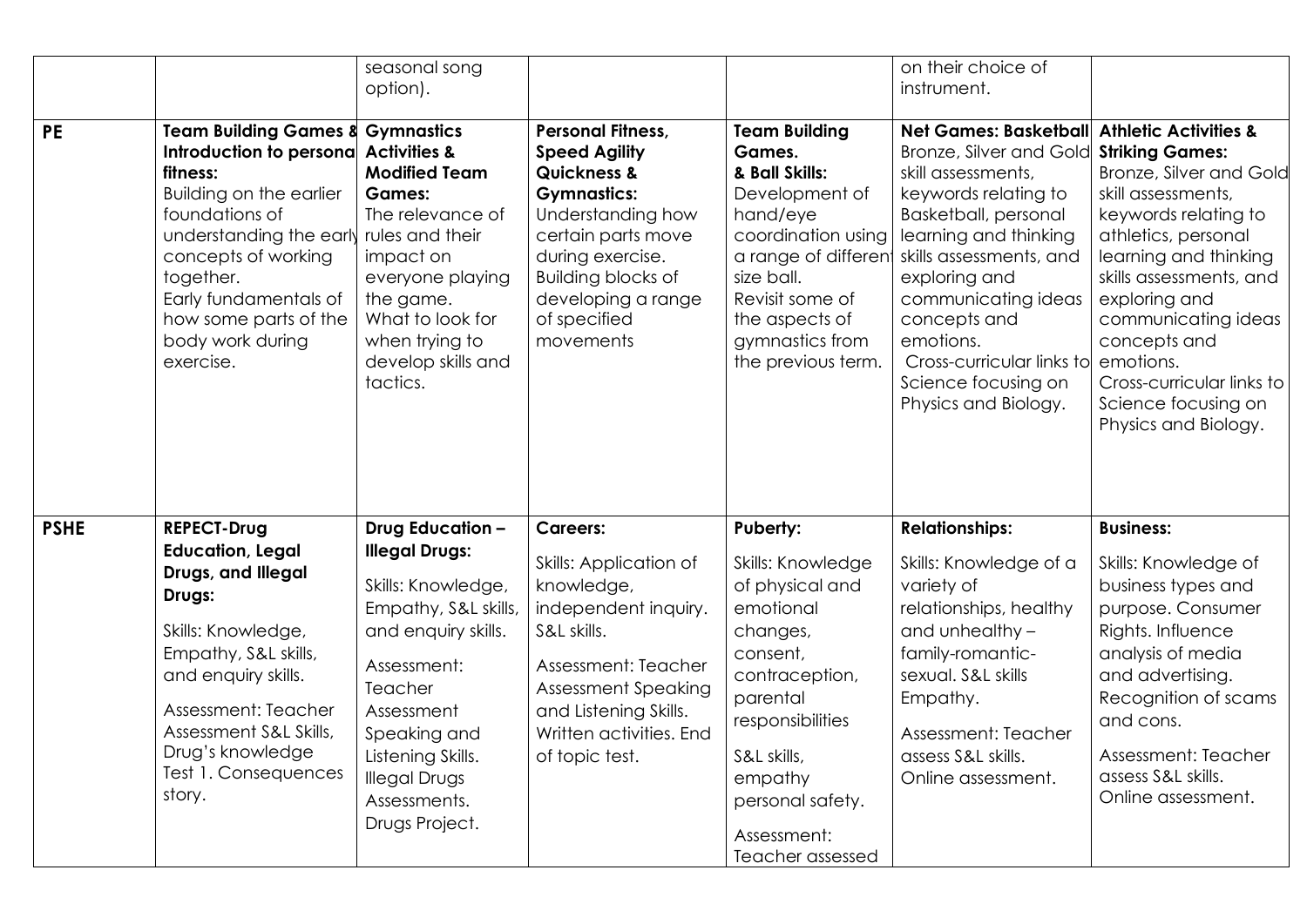|  |  | seasonal song option). |  |  | on their choice of instrument. |  |
|---|---|---|---|---|---|---|
| **PE** | **Team Building Games & Introduction to personal fitness:** Building on the earlier foundations of understanding the early concepts of working together. Early fundamentals of how some parts of the body work during exercise. | **Gymnastics Activities & Modified Team Games:** The relevance of rules and their impact on everyone playing the game. What to look for when trying to develop skills and tactics. | **Personal Fitness, Speed Agility Quickness & Gymnastics:** Understanding how certain parts move during exercise. Building blocks of developing a range of specified movements | **Team Building Games. & Ball Skills:** Development of hand/eye coordination using a range of different size ball. Revisit some of the aspects of gymnastics from the previous term. | **Net Games: Basketball** Bronze, Silver and Gold skill assessments, keywords relating to Basketball, personal learning and thinking skills assessments, and exploring and communicating ideas concepts and emotions. Cross-curricular links to Science focusing on Physics and Biology. | **Athletic Activities & Striking Games:** Bronze, Silver and Gold skill assessments, keywords relating to athletics, personal learning and thinking skills assessments, and exploring and communicating ideas concepts and emotions. Cross-curricular links to Science focusing on Physics and Biology. |
| **PSHE** | **REPECT-Drug Education, Legal Drugs, and Illegal Drugs:** Skills: Knowledge, Empathy, S&L skills, and enquiry skills. Assessment: Teacher Assessment S&L Skills, Drug's knowledge Test 1. Consequences story. | **Drug Education – Illegal Drugs:** Skills: Knowledge, Empathy, S&L skills, and enquiry skills. Assessment: Teacher Assessment Speaking and Listening Skills. Illegal Drugs Assessments. Drugs Project. | **Careers:** Skills: Application of knowledge, independent inquiry. S&L skills. Assessment: Teacher Assessment Speaking and Listening Skills. Written activities. End of topic test. | **Puberty:** Skills: Knowledge of physical and emotional changes, consent, contraception, parental responsibilities S&L skills, empathy personal safety. Assessment: Teacher assessed | **Relationships:** Skills: Knowledge of a variety of relationships, healthy and unhealthy – family-romantic-sexual. S&L skills Empathy. Assessment: Teacher assess S&L skills. Online assessment. | **Business:** Skills: Knowledge of business types and purpose. Consumer Rights. Influence analysis of media and advertising. Recognition of scams and cons. Assessment: Teacher assess S&L skills. Online assessment. |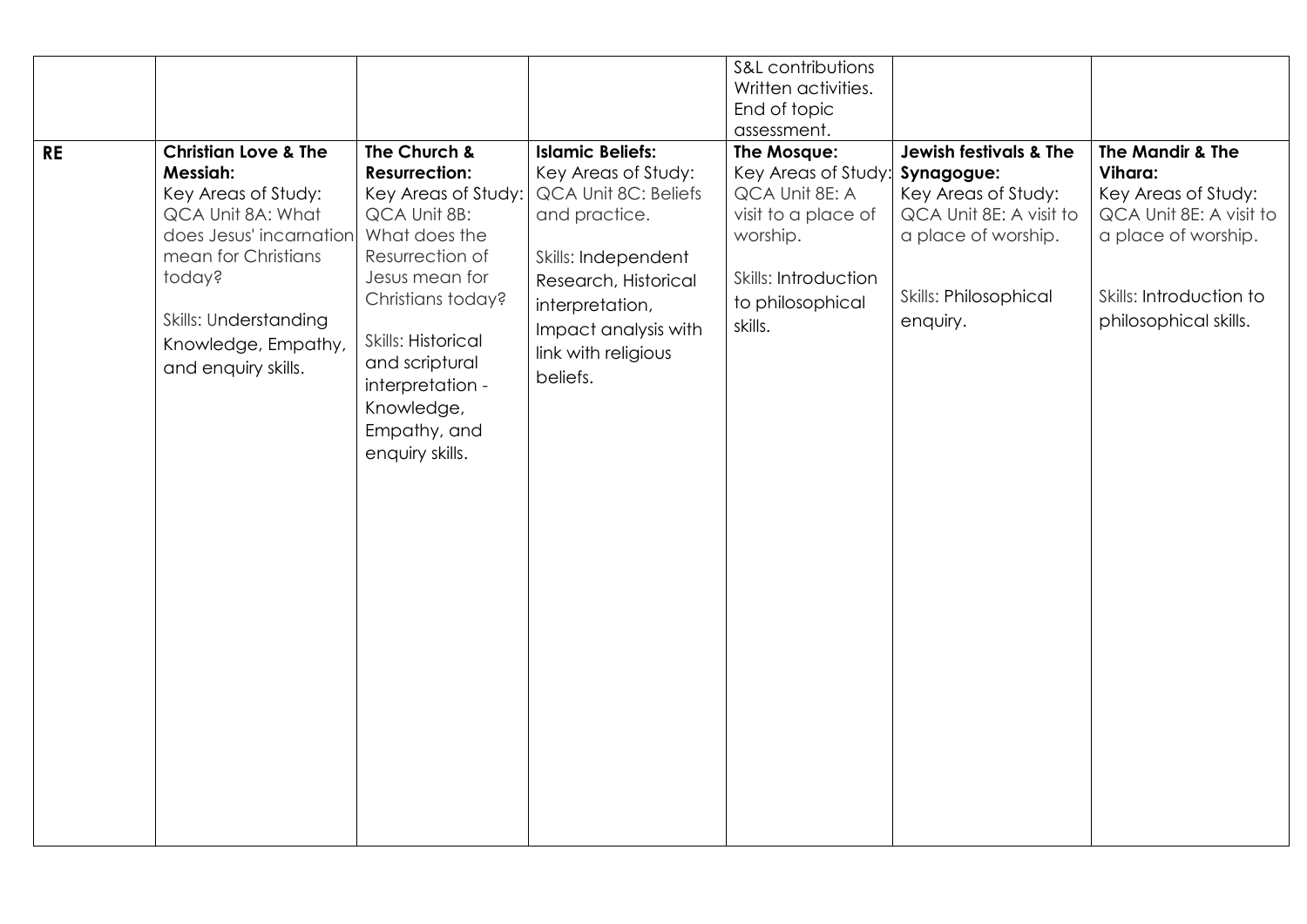| | | | | | | |
|---|---|---|---|---|---|---|
| | | | | S&L contributions<br>Written activities.<br>End of topic assessment. | | |
| **RE** | **Christian Love & The Messiah:**<br>Key Areas of Study: QCA Unit 8A: What does Jesus' incarnation mean for Christians today?<br><br>Skills: Understanding Knowledge, Empathy, and enquiry skills. | **The Church & Resurrection:**<br>Key Areas of Study: QCA Unit 8B: What does the Resurrection of Jesus mean for Christians today?<br><br>Skills: Historical and scriptural interpretation - Knowledge, Empathy, and enquiry skills. | **Islamic Beliefs:**<br>Key Areas of Study: QCA Unit 8C: Beliefs and practice.<br><br>Skills: Independent Research, Historical interpretation, Impact analysis with link with religious beliefs. | **The Mosque:**<br>Key Areas of Study: QCA Unit 8E: A visit to a place of worship.<br><br>Skills: Introduction to philosophical skills. | **Jewish festivals & The Synagogue:**<br>Key Areas of Study: QCA Unit 8E: A visit to a place of worship.<br><br>Skills: Philosophical enquiry. | **The Mandir & The Vihara:**<br>Key Areas of Study: QCA Unit 8E: A visit to a place of worship.<br><br>Skills: Introduction to philosophical skills. |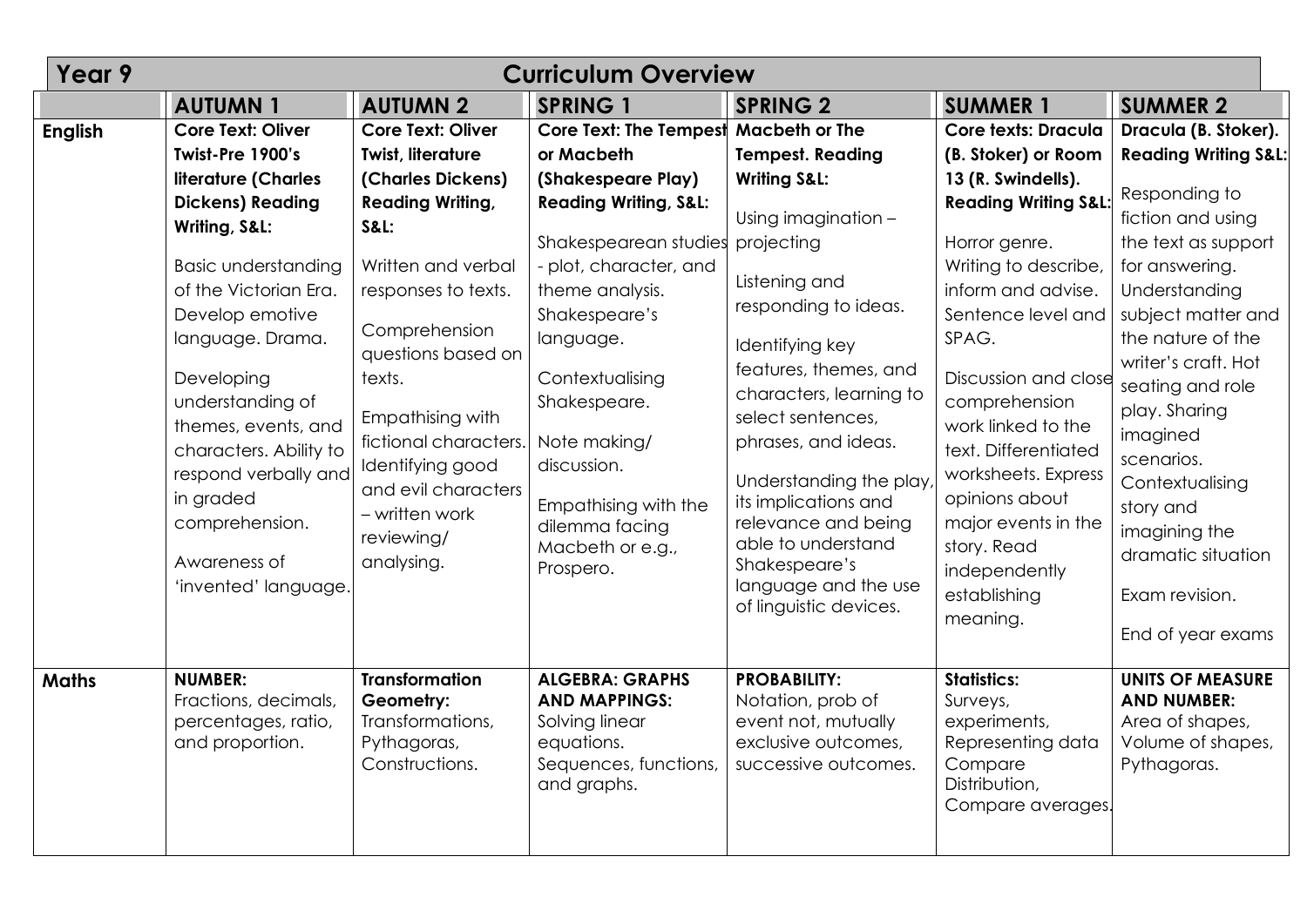| Year 9 | Curriculum Overview | | | | | |
|---|---|---|---|---|---|---|
| | **AUTUMN 1** | **AUTUMN 2** | **SPRING 1** | **SPRING 2** | **SUMMER 1** | **SUMMER 2** |
| **English** | **Core Text: Oliver Twist-Pre 1900's literature (Charles Dickens) Reading Writing, S&L:**<br><br>Basic understanding of the Victorian Era. Develop emotive language. Drama.<br><br>Developing understanding of themes, events, and characters. Ability to respond verbally and in graded comprehension.<br><br>Awareness of 'invented' language. | **Core Text: Oliver Twist, literature (Charles Dickens) Reading Writing, S&L:**<br><br>Written and verbal responses to texts.<br><br>Comprehension questions based on texts.<br><br>Empathising with fictional characters. Identifying good and evil characters – written work reviewing/ analysing. | **Core Text: The Tempest or Macbeth (Shakespeare Play) Reading Writing, S&L:**<br><br>Shakespearean studies - plot, character, and theme analysis. Shakespeare's language.<br><br>Contextualising Shakespeare.<br><br>Note making/ discussion.<br><br>Empathising with the dilemma facing Macbeth or e.g., Prospero. | **Macbeth or The Tempest. Reading Writing S&L:**<br><br>Using imagination – projecting<br><br>Listening and responding to ideas.<br><br>Identifying key features, themes, and characters, learning to select sentences, phrases, and ideas.<br><br>Understanding the play, its implications and relevance and being able to understand Shakespeare's language and the use of linguistic devices. | **Core texts: Dracula (B. Stoker) or Room 13 (R. Swindells). Reading Writing S&L:**<br><br>Horror genre. Writing to describe, inform and advise. Sentence level and SPAG.<br><br>Discussion and close comprehension work linked to the text. Differentiated worksheets. Express opinions about major events in the story. Read independently establishing meaning. | **Dracula (B. Stoker). Reading Writing S&L:**<br><br>Responding to fiction and using the text as support for answering. Understanding subject matter and the nature of the writer's craft. Hot seating and role play. Sharing imagined scenarios. Contextualising story and imagining the dramatic situation<br><br>Exam revision.<br><br>End of year exams |
| **Maths** | **NUMBER:** Fractions, decimals, percentages, ratio, and proportion. | **Transformation Geometry:** Transformations, Pythagoras, Constructions. | **ALGEBRA: GRAPHS AND MAPPINGS:** Solving linear equations. Sequences, functions, and graphs. | **PROBABILITY:** Notation, prob of event not, mutually exclusive outcomes, successive outcomes. | **Statistics:** Surveys, experiments, Representing data Compare Distribution, Compare averages. | **UNITS OF MEASURE AND NUMBER:** Area of shapes, Volume of shapes, Pythagoras. |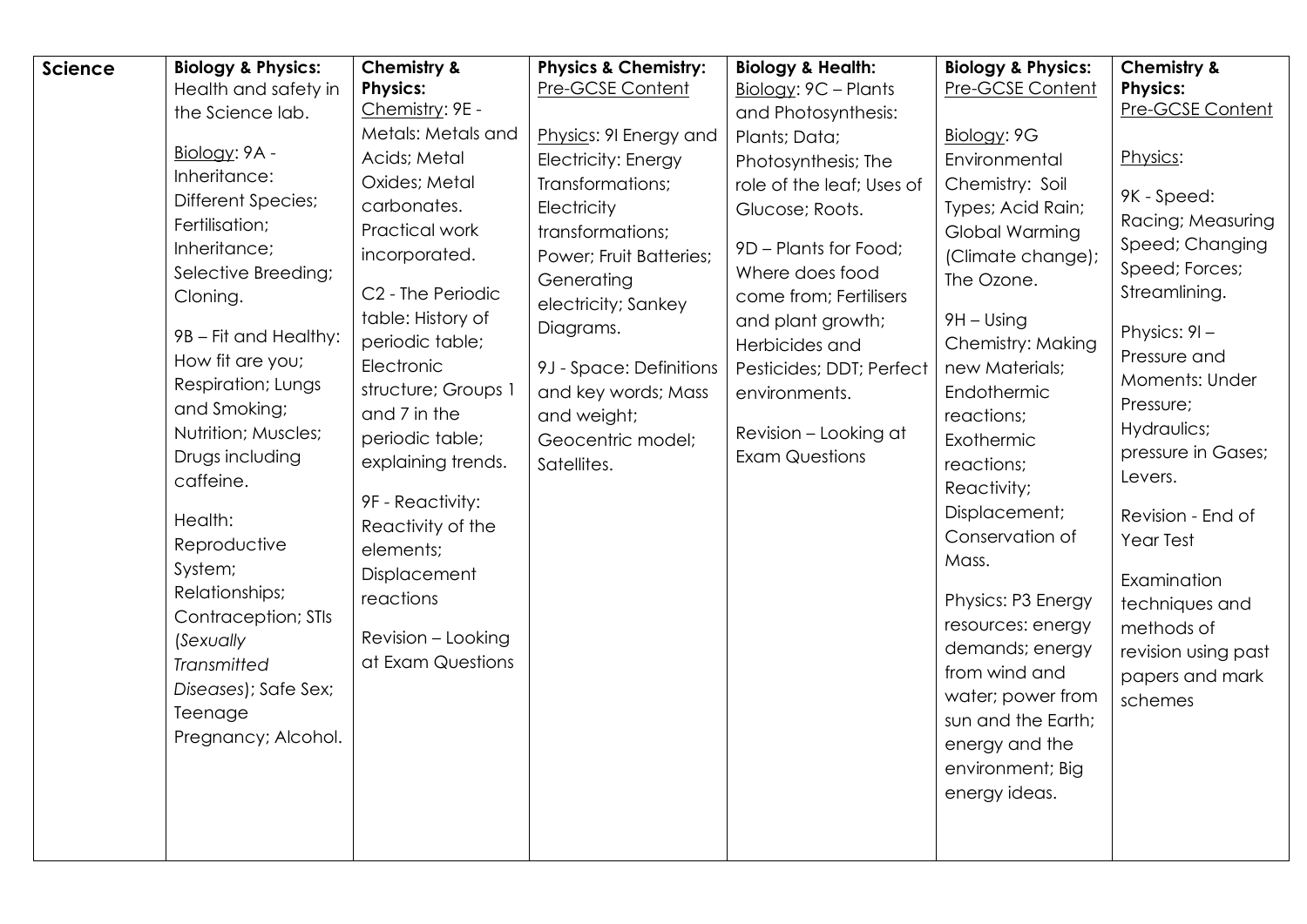| Science | **Biology & Physics:** Health and safety in the Science lab.<br><br>Biology: 9A - Inheritance: Different Species; Fertilisation; Inheritance; Selective Breeding; Cloning.<br><br>9B – Fit and Healthy: How fit are you; Respiration; Lungs and Smoking; Nutrition; Muscles; Drugs including caffeine.<br><br>Health: Reproductive System; Relationships; Contraception; STIs (*Sexually Transmitted Diseases*); Safe Sex; Teenage Pregnancy; Alcohol. | **Chemistry & Physics:** Chemistry: 9E - Metals: Metals and Acids; Metal Oxides; Metal carbonates. Practical work incorporated.<br><br>C2 - The Periodic table: History of periodic table; Electronic structure; Groups 1 and 7 in the periodic table; explaining trends.<br><br>9F - Reactivity: Reactivity of the elements; Displacement reactions<br><br>Revision – Looking at Exam Questions | **Physics & Chemistry:** Pre-GCSE Content<br><br>Physics: 9I Energy and Electricity: Energy Transformations; Electricity transformations; Power; Fruit Batteries; Generating electricity; Sankey Diagrams.<br><br>9J - Space: Definitions and key words; Mass and weight; Geocentric model; Satellites. | **Biology & Health:** Biology: 9C – Plants and Photosynthesis: Plants; Data; Photosynthesis; The role of the leaf; Uses of Glucose; Roots.<br><br>9D – Plants for Food; Where does food come from; Fertilisers and plant growth; Herbicides and Pesticides; DDT; Perfect environments.<br><br>Revision – Looking at Exam Questions | **Biology & Physics:** Pre-GCSE Content<br><br>Biology: 9G Environmental Chemistry: Soil Types; Acid Rain; Global Warming (Climate change); The Ozone.<br><br>9H – Using Chemistry: Making new Materials; Endothermic reactions; Exothermic reactions; Reactivity; Displacement; Conservation of Mass.<br><br>Physics: P3 Energy resources: energy demands; energy from wind and water; power from sun and the Earth; energy and the environment; Big energy ideas. | **Chemistry & Physics:** Pre-GCSE Content<br><br>Physics:<br><br>9K - Speed: Racing; Measuring Speed; Changing Speed; Forces; Streamlining.<br><br>Physics: 9I – Pressure and Moments: Under Pressure; Hydraulics; pressure in Gases; Levers.<br><br>Revision - End of Year Test<br><br>Examination techniques and methods of revision using past papers and mark schemes |
|---|---|---|---|---|---|---|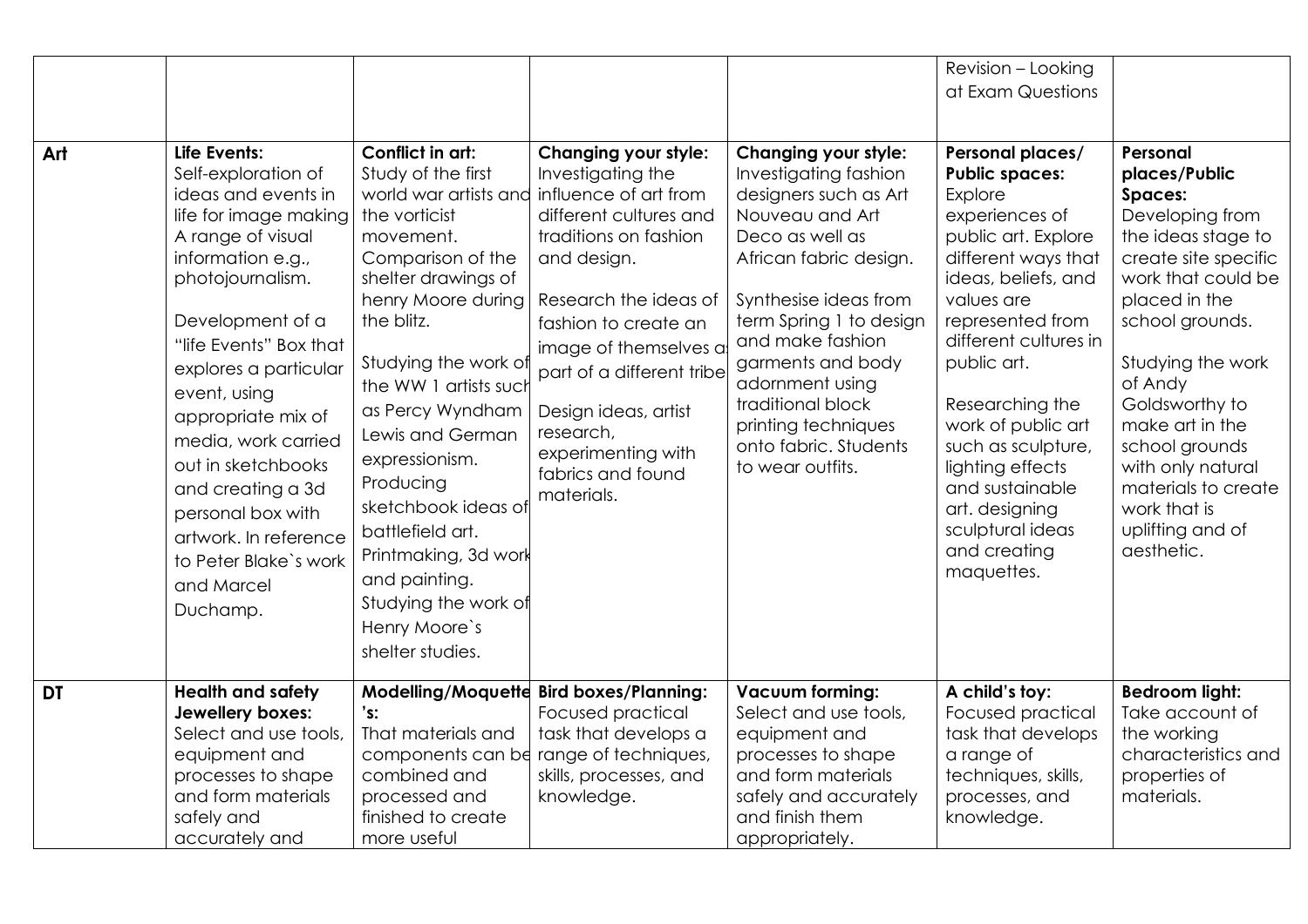| | | | | | | |
|---|---|---|---|---|---|---|
| | | | | | Revision – Looking at Exam Questions | |
| **Art** | **Life Events:** Self-exploration of ideas and events in life for image making A range of visual information e.g., photojournalism.<br><br>Development of a "life Events" Box that explores a particular event, using appropriate mix of media, work carried out in sketchbooks and creating a 3d personal box with artwork. In reference to Peter Blake`s work and Marcel Duchamp. | **Conflict in art:** Study of the first world war artists and the vorticist movement. Comparison of the shelter drawings of henry Moore during the blitz.<br><br>Studying the work of the WW 1 artists such as Percy Wyndham Lewis and German expressionism. Producing sketchbook ideas of battlefield art. Printmaking, 3d work and painting. Studying the work of Henry Moore`s shelter studies. | **Changing your style:** Investigating the influence of art from different cultures and traditions on fashion and design.<br><br>Research the ideas of fashion to create an image of themselves as part of a different tribe<br><br>Design ideas, artist research, experimenting with fabrics and found materials. | **Changing your style:** Investigating fashion designers such as Art Nouveau and Art Deco as well as African fabric design.<br><br>Synthesise ideas from term Spring 1 to design and make fashion garments and body adornment using traditional block printing techniques onto fabric. Students to wear outfits. | **Personal places/ Public spaces:** Explore experiences of public art. Explore different ways that ideas, beliefs, and values are represented from different cultures in public art.<br><br>Researching the work of public art such as sculpture, lighting effects and sustainable art. designing sculptural ideas and creating maquettes. | **Personal places/Public Spaces:** Developing from the ideas stage to create site specific work that could be placed in the school grounds.<br><br>Studying the work of Andy Goldsworthy to make art in the school grounds with only natural materials to create work that is uplifting and of aesthetic. |
| **DT** | **Health and safety Jewellery boxes:** Select and use tools, equipment and processes to shape and form materials safely and accurately and | **Modelling/Moquette's:** That materials and components can be combined and processed and finished to create more useful | **Bird boxes/Planning:** Focused practical task that develops a range of techniques, skills, processes, and knowledge. | **Vacuum forming:** Select and use tools, equipment and processes to shape and form materials safely and accurately and finish them appropriately. | **A child's toy:** Focused practical task that develops a range of techniques, skills, processes, and knowledge. | **Bedroom light:** Take account of the working characteristics and properties of materials. |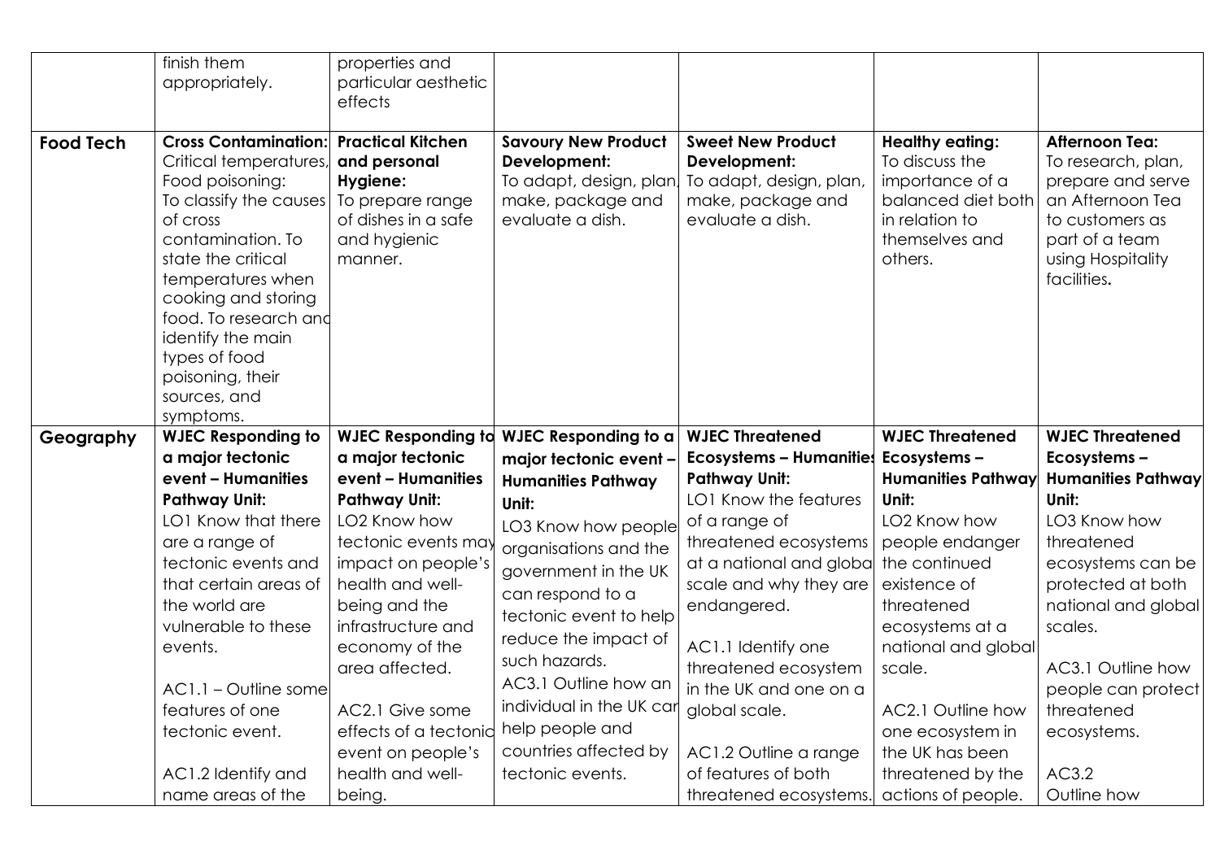| | | | | | | |
|---|---|---|---|---|---|---|
| | finish them appropriately. | properties and particular aesthetic effects | | | | |
| **Food Tech** | **Cross Contamination:** Critical temperatures, Food poisoning: To classify the causes of cross contamination. To state the critical temperatures when cooking and storing food. To research and identify the main types of food poisoning, their sources, and symptoms. | **Practical Kitchen and personal Hygiene:** To prepare range of dishes in a safe and hygienic manner. | **Savoury New Product Development:** To adapt, design, plan, make, package and evaluate a dish. | **Sweet New Product Development:** To adapt, design, plan, make, package and evaluate a dish. | **Healthy eating:** To discuss the importance of a balanced diet both in relation to themselves and others. | **Afternoon Tea:** To research, plan, prepare and serve an Afternoon Tea to customers as part of a team using Hospitality facilities**.** |
| **Geography** | **WJEC Responding to a major tectonic event – Humanities Pathway Unit:** LO1 Know that there are a range of tectonic events and that certain areas of the world are vulnerable to these events.<br><br>AC1.1 – Outline some features of one tectonic event.<br><br>AC1.2 Identify and name areas of the | **WJEC Responding to a major tectonic event – Humanities Pathway Unit:** LO2 Know how tectonic events may impact on people's health and well-being and the infrastructure and economy of the area affected.<br><br>AC2.1 Give some effects of a tectonic event on people's health and well-being. | **WJEC Responding to a major tectonic event – Humanities Pathway Unit:** LO3 Know how people organisations and the government in the UK can respond to a tectonic event to help reduce the impact of such hazards.<br>AC3.1 Outline how an individual in the UK can help people and countries affected by tectonic events. | **WJEC Threatened Ecosystems – Humanities Pathway Unit:** LO1 Know the features of a range of threatened ecosystems at a national and global scale and why they are endangered.<br><br>AC1.1 Identify one threatened ecosystem in the UK and one on a global scale.<br><br>AC1.2 Outline a range of features of both threatened ecosystems. | **WJEC Threatened Ecosystems – Humanities Pathway Unit:** LO2 Know how people endanger the continued existence of threatened ecosystems at a national and global scale.<br><br>AC2.1 Outline how one ecosystem in the UK has been threatened by the actions of people. | **WJEC Threatened Ecosystems – Humanities Pathway Unit:** LO3 Know how threatened ecosystems can be protected at both national and global scales.<br><br>AC3.1 Outline how people can protect threatened ecosystems.<br><br>AC3.2 Outline how |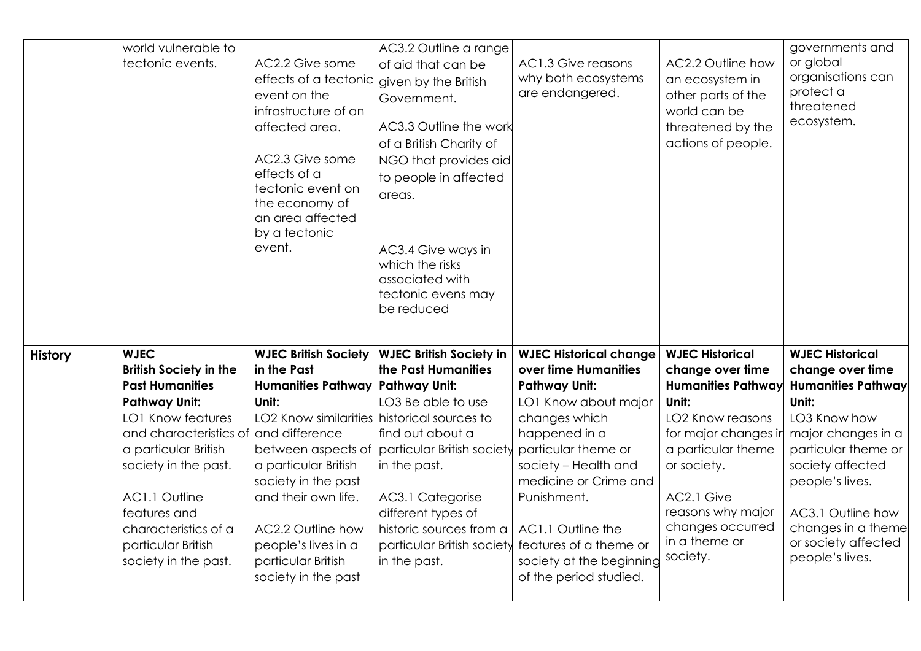| | | | | | | |
|---|---|---|---|---|---|---|
| | world vulnerable to tectonic events. | AC2.2 Give some effects of a tectonic event on the infrastructure of an affected area.<br><br>AC2.3 Give some effects of a tectonic event on the economy of an area affected by a tectonic event. | AC3.2 Outline a range of aid that can be given by the British Government.<br><br>AC3.3 Outline the work of a British Charity of NGO that provides aid to people in affected areas.<br><br>AC3.4 Give ways in which the risks associated with tectonic evens may be reduced | AC1.3 Give reasons why both ecosystems are endangered. | AC2.2 Outline how an ecosystem in other parts of the world can be threatened by the actions of people. | governments and or global organisations can protect a threatened ecosystem. |
| **History** | **WJEC British Society in the Past Humanities Pathway Unit:**<br>LO1 Know features and characteristics of a particular British society in the past.<br><br>AC1.1 Outline features and characteristics of a particular British society in the past. | **WJEC British Society in the Past Humanities Pathway Unit:**<br>LO2 Know similarities and difference between aspects of a particular British society in the past and their own life.<br><br>AC2.2 Outline how people's lives in a particular British society in the past | **WJEC British Society in the Past Humanities Pathway Unit:**<br>LO3 Be able to use historical sources to find out about a particular British society in the past.<br><br>AC3.1 Categorise different types of historic sources from a particular British society in the past. | **WJEC Historical change over time Humanities Pathway Unit:**<br>LO1 Know about major changes which happened in a particular theme or society – Health and medicine or Crime and Punishment.<br><br>AC1.1 Outline the features of a theme or society at the beginning of the period studied. | **WJEC Historical change over time Humanities Pathway Unit:**<br>LO2 Know reasons for major changes in a particular theme or society.<br><br>AC2.1 Give reasons why major changes occurred in a theme or society. | **WJEC Historical change over time Humanities Pathway Unit:**<br>LO3 Know how major changes in a particular theme or society affected people's lives.<br><br>AC3.1 Outline how changes in a theme or society affected people's lives. |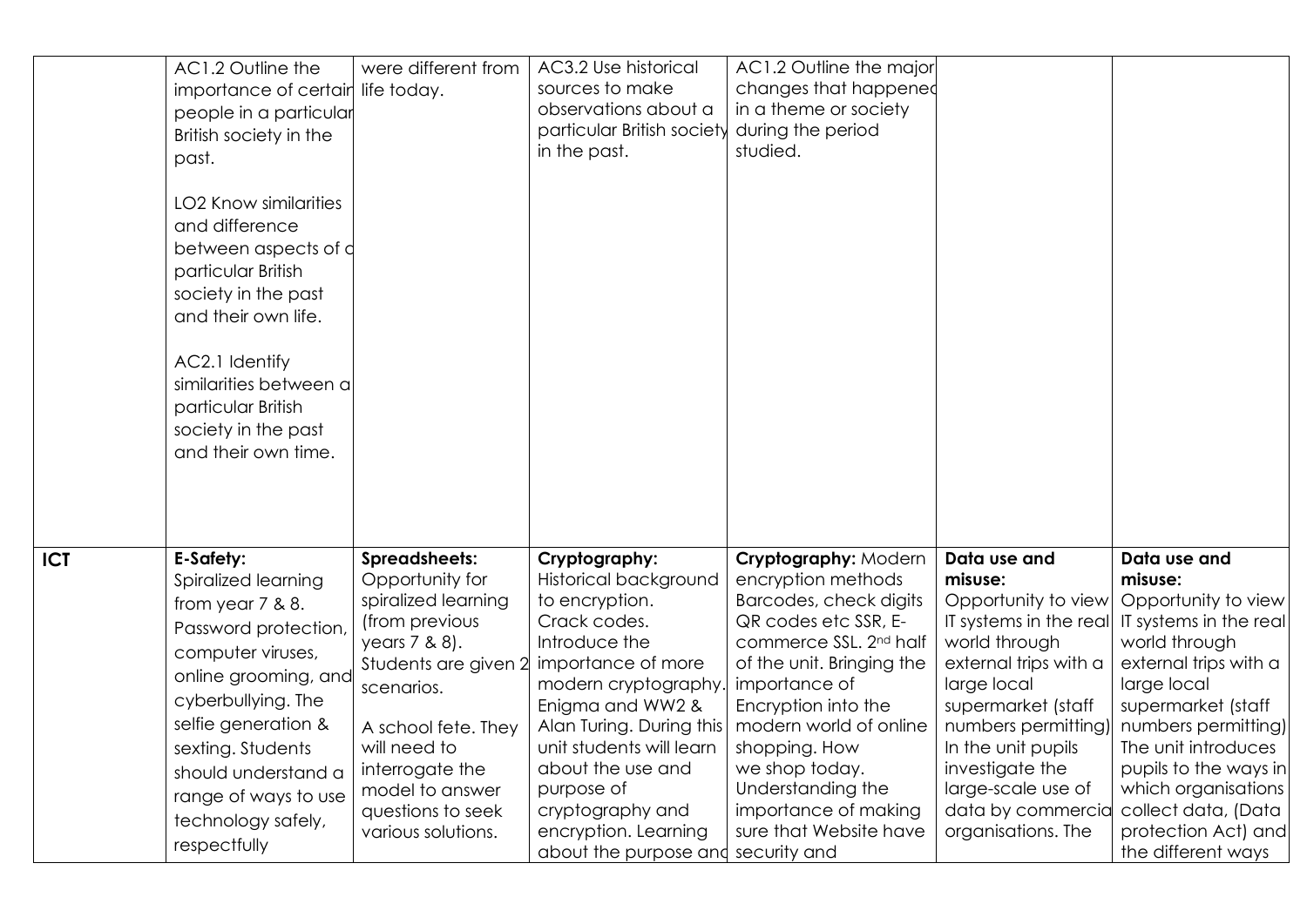| | | | | | | |
|---|---|---|---|---|---|---|
| | AC1.2 Outline the importance of certain people in a particular British society in the past.<br><br>LO2 Know similarities and difference between aspects of a particular British society in the past and their own life.<br><br>AC2.1 Identify similarities between a particular British society in the past and their own time. | were different from life today. | AC3.2 Use historical sources to make observations about a particular British society in the past. | AC1.2 Outline the major changes that happened in a theme or society during the period studied. | | |
| **ICT** | **E-Safety:** Spiralized learning from year 7 & 8. Password protection, computer viruses, online grooming, and cyberbullying. The selfie generation & sexting. Students should understand a range of ways to use technology safely, respectfully | **Spreadsheets:** Opportunity for spiralized learning (from previous years 7 & 8). Students are given 2 scenarios.<br><br>A school fete. They will need to interrogate the model to answer questions to seek various solutions. | **Cryptography:** Historical background to encryption. Crack codes. Introduce the importance of more modern cryptography. Enigma and WW2 & Alan Turing. During this unit students will learn about the use and purpose of cryptography and encryption. Learning about the purpose and | **Cryptography:** Modern encryption methods Barcodes, check digits QR codes etc SSR, E-commerce SSL. 2nd half of the unit. Bringing the importance of Encryption into the modern world of online shopping. How we shop today. Understanding the importance of making sure that Website have security and | **Data use and misuse:** Opportunity to view IT systems in the real world through external trips with a large local supermarket (staff numbers permitting) In the unit pupils investigate the large-scale use of data by commercial organisations. The | **Data use and misuse:** Opportunity to view IT systems in the real world through external trips with a large local supermarket (staff numbers permitting) The unit introduces pupils to the ways in which organisations collect data, (Data protection Act) and the different ways |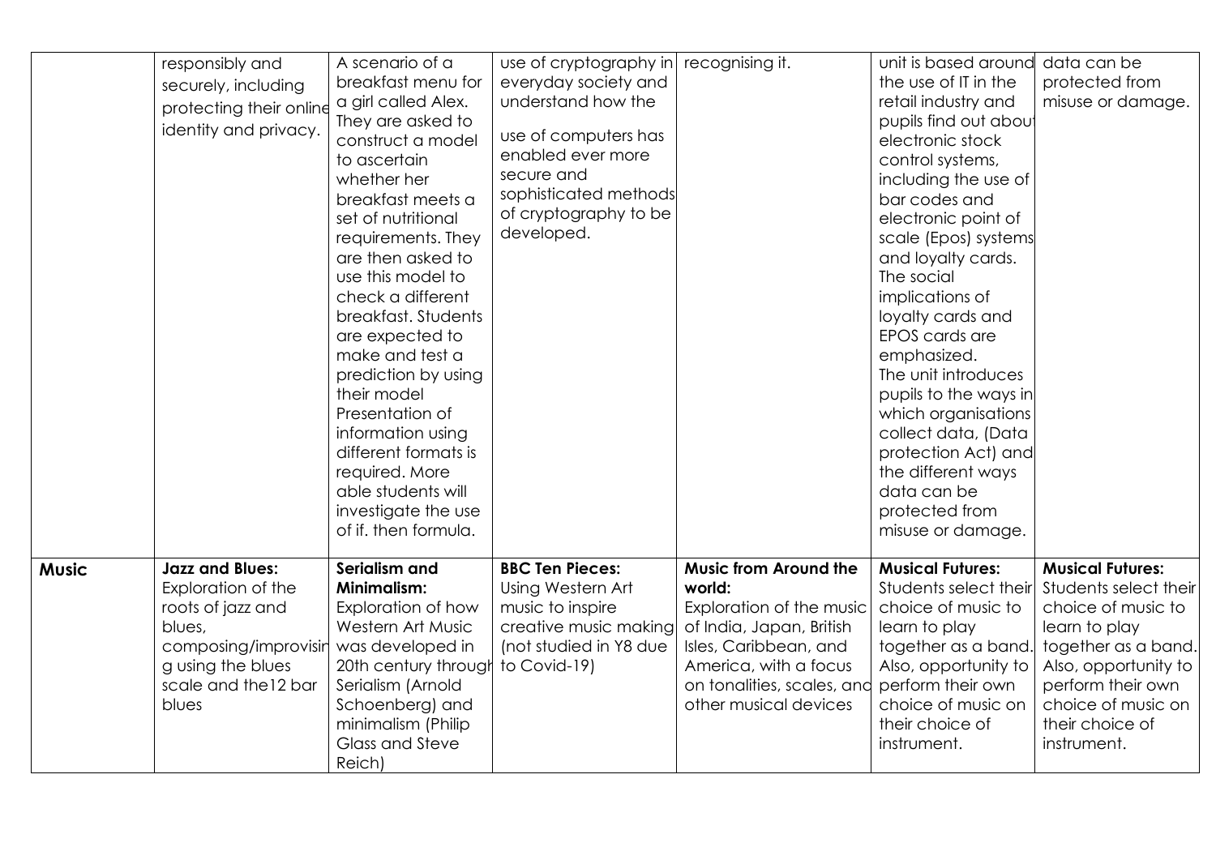| | | | | | | |
|---|---|---|---|---|---|---|
| | responsibly and securely, including protecting their online identity and privacy. | A scenario of a breakfast menu for a girl called Alex. They are asked to construct a model to ascertain whether her breakfast meets a set of nutritional requirements. They are then asked to use this model to check a different breakfast. Students are expected to make and test a prediction by using their model Presentation of information using different formats is required. More able students will investigate the use of if. then formula. | use of cryptography in everyday society and understand how the use of computers has enabled ever more secure and sophisticated methods of cryptography to be developed. | recognising it. | unit is based around the use of IT in the retail industry and pupils find out about electronic stock control systems, including the use of bar codes and electronic point of scale (Epos) systems and loyalty cards. The social implications of loyalty cards and EPOS cards are emphasized. The unit introduces pupils to the ways in which organisations collect data, (Data protection Act) and the different ways data can be protected from misuse or damage. | data can be protected from misuse or damage. |
| **Music** | **Jazz and Blues:** Exploration of the roots of jazz and blues, composing/improvising using the blues scale and the12 bar blues | **Serialism and Minimalism:** Exploration of how Western Art Music was developed in 20th century through Serialism (Arnold Schoenberg) and minimalism (Philip Glass and Steve Reich) | **BBC Ten Pieces:** Using Western Art music to inspire creative music making (not studied in Y8 due to Covid-19) | **Music from Around the world:** Exploration of the music of India, Japan, British Isles, Caribbean, and America, with a focus on tonalities, scales, and other musical devices | **Musical Futures:** Students select their choice of music to learn to play together as a band. Also, opportunity to perform their own choice of music on their choice of instrument. | **Musical Futures:** Students select their choice of music to learn to play together as a band. Also, opportunity to perform their own choice of music on their choice of instrument. |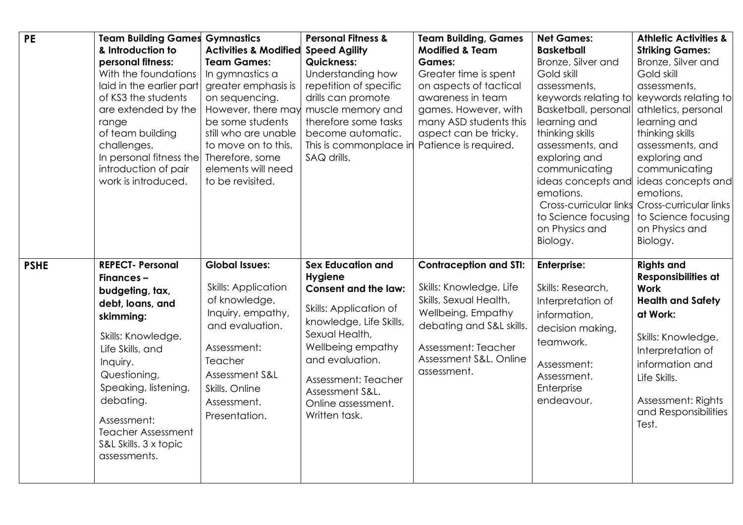| PE | **Team Building Games & Introduction to personal fitness:** With the foundations laid in the earlier part of KS3 the students are extended by the range of team building challenges. In personal fitness the introduction of pair work is introduced. | **Gymnastics Activities & Modified Team Games:** In gymnastics a greater emphasis is on sequencing. However, there may be some students still who are unable to move on to this. Therefore, some elements will need to be revisited. | **Personal Fitness & Speed Agility Quickness:** Understanding how repetition of specific drills can promote muscle memory and therefore some tasks become automatic. This is commonplace in SAQ drills. | **Team Building, Games Modified & Team Games:** Greater time is spent on aspects of tactical awareness in team games. However, with many ASD students this aspect can be tricky. Patience is required. | **Net Games: Basketball** Bronze, Silver and Gold skill assessments, keywords relating to Basketball, personal learning and thinking skills assessments, and exploring and communicating ideas concepts and emotions. Cross-curricular links to Science focusing on Physics and Biology. | **Athletic Activities & Striking Games:** Bronze, Silver and Gold skill assessments, keywords relating to athletics, personal learning and thinking skills assessments, and exploring and communicating ideas concepts and emotions. Cross-curricular links to Science focusing on Physics and Biology. |
|---|---|---|---|---|---|---|
| **PSHE** | **REPECT- Personal Finances – budgeting, tax, debt, loans, and skimming:** Skills: Knowledge, Life Skills, and Inquiry. Questioning, Speaking, listening, debating. Assessment: Teacher Assessment S&L Skills. 3 x topic assessments. | **Global Issues:** Skills: Application of knowledge, Inquiry, empathy, and evaluation. Assessment: Teacher Assessment S&L Skills. Online Assessment. Presentation. | **Sex Education and Hygiene Consent and the law:** Skills: Application of knowledge, Life Skills, Sexual Health, Wellbeing empathy and evaluation. Assessment: Teacher Assessment S&L. Online assessment. Written task. | **Contraception and STI:** Skills: Knowledge, Life Skills, Sexual Health, Wellbeing, Empathy debating and S&L skills. Assessment: Teacher Assessment S&L. Online assessment. | **Enterprise:** Skills: Research, Interpretation of information, decision making, teamwork. Assessment: Assessment. Enterprise endeavour. | **Rights and Responsibilities at Work Health and Safety at Work:** Skills: Knowledge, Interpretation of information and Life Skills. Assessment: Rights and Responsibilities Test. |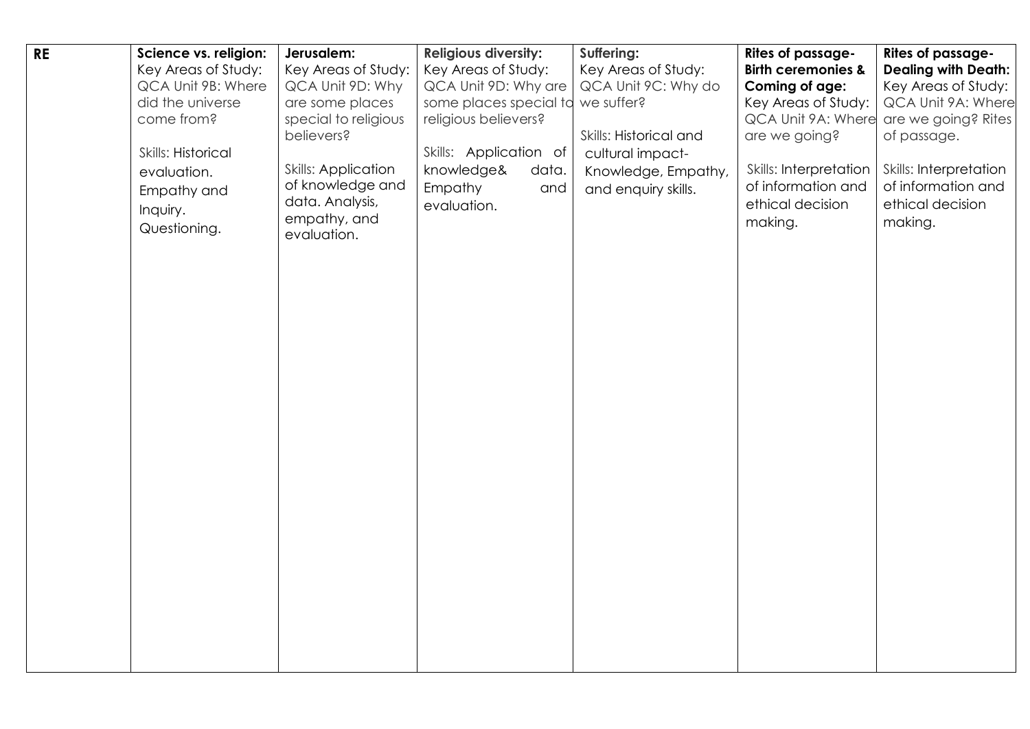| RE | **Science vs. religion:** Key Areas of Study: QCA Unit 9B: Where did the universe come from? Skills: Historical evaluation. Empathy and Inquiry. Questioning. | **Jerusalem:** Key Areas of Study: QCA Unit 9D: Why are some places special to religious believers? Skills: Application of knowledge and data. Analysis, empathy, and evaluation. | **Religious diversity:** Key Areas of Study: QCA Unit 9D: Why are some places special to religious believers? Skills: Application of knowledge& data. Empathy and evaluation. | **Suffering:** Key Areas of Study: QCA Unit 9C: Why do we suffer? Skills: Historical and cultural impact- Knowledge, Empathy, and enquiry skills. | **Rites of passage- Birth ceremonies & Coming of age:** Key Areas of Study: QCA Unit 9A: Where are we going? Skills: Interpretation of information and ethical decision making. | **Rites of passage- Dealing with Death:** Key Areas of Study: QCA Unit 9A: Where are we going? Rites of passage. Skills: Interpretation of information and ethical decision making. |
|---|---|---|---|---|---|---|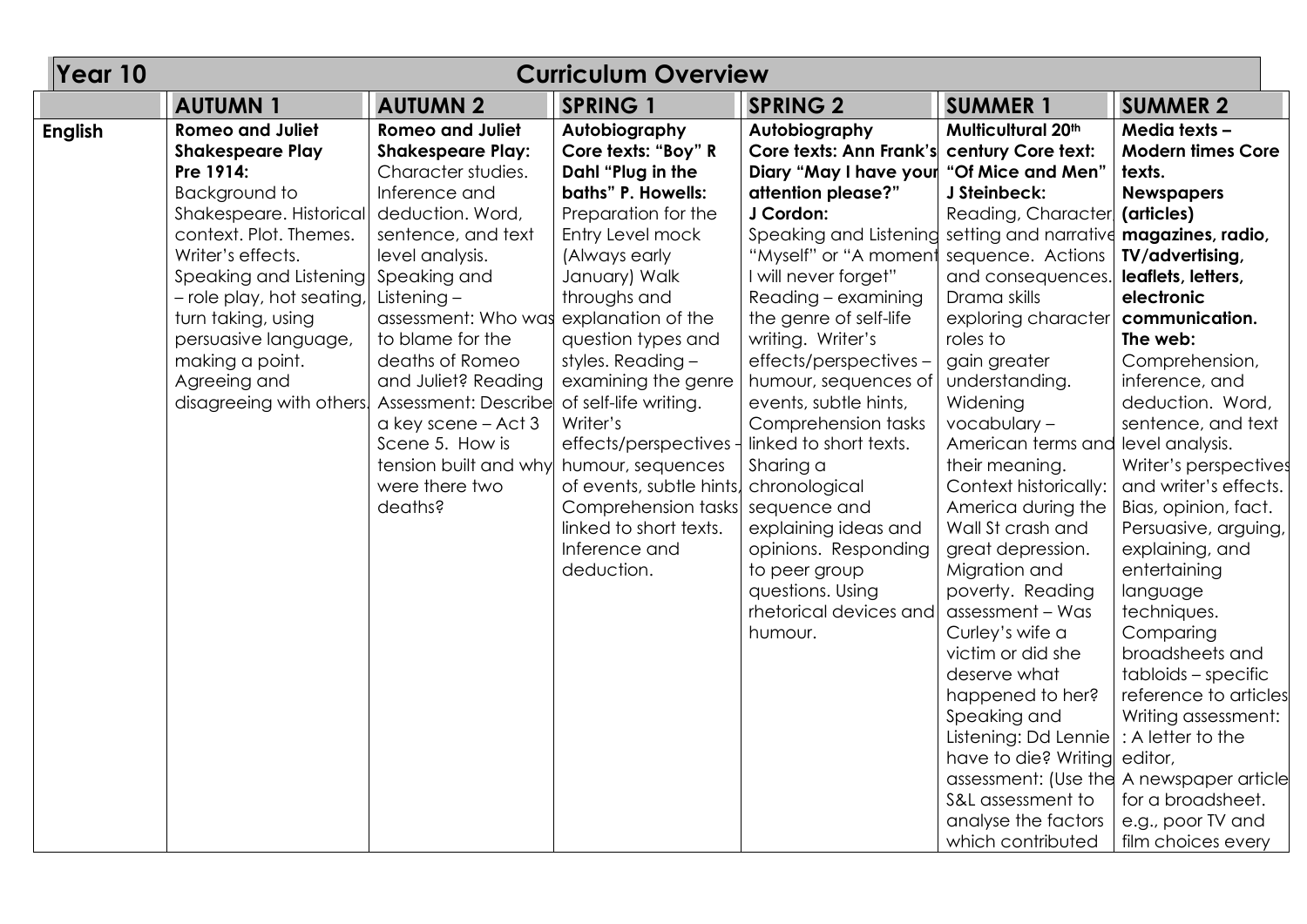| Year 10 | Curriculum Overview | | | | | |
|---|---|---|---|---|---|---|
| | **AUTUMN 1** | **AUTUMN 2** | **SPRING 1** | **SPRING 2** | **SUMMER 1** | **SUMMER 2** |
| **English** | **Romeo and Juliet Shakespeare Play Pre 1914:** Background to Shakespeare. Historical context. Plot. Themes. Writer's effects. Speaking and Listening – role play, hot seating, turn taking, using persuasive language, making a point. Agreeing and disagreeing with others. | **Romeo and Juliet Shakespeare Play:** Character studies. Inference and deduction. Word, sentence, and text level analysis. Speaking and Listening – assessment: Who was to blame for the deaths of Romeo and Juliet? Reading Assessment: Describe a key scene – Act 3 Scene 5. How is tension built and why were there two deaths? | **Autobiography Core texts: "Boy" R Dahl "Plug in the baths" P. Howells:** Preparation for the Entry Level mock (Always early January) Walk throughs and explanation of the question types and styles. Reading – examining the genre of self-life writing. Writer's effects/perspectives - humour, sequences of events, subtle hints, Comprehension tasks linked to short texts. Inference and deduction. | **Autobiography Core texts: Ann Frank's Diary "May I have your attention please?" J Cordon:** Speaking and Listening "Myself" or "A moment I will never forget" Reading – examining the genre of self-life writing. Writer's effects/perspectives – humour, sequences of events, subtle hints, Comprehension tasks linked to short texts. Sharing a chronological sequence and explaining ideas and opinions. Responding to peer group questions. Using rhetorical devices and humour. | **Multicultural 20th century Core text: "Of Mice and Men" J Steinbeck:** Reading, Character setting and narrative sequence. Actions and consequences. Drama skills exploring character roles to gain greater understanding. Widening vocabulary – American terms and their meaning. Context historically: America during the Wall St crash and great depression. Migration and poverty. Reading assessment – Was Curley's wife a victim or did she deserve what happened to her? Speaking and Listening: Dd Lennie have to die? Writing assessment: (Use the S&L assessment to analyse the factors which contributed | **Media texts – Modern times Core texts. Newspapers (articles) magazines, radio, TV/advertising, leaflets, letters, electronic communication. The web:** Comprehension, inference, and deduction. Word, sentence, and text level analysis. Writer's perspectives and writer's effects. Bias, opinion, fact. Persuasive, arguing, explaining, and entertaining language techniques. Comparing broadsheets and tabloids – specific reference to articles Writing assessment: : A letter to the editor, A newspaper article for a broadsheet. e.g., poor TV and film choices every |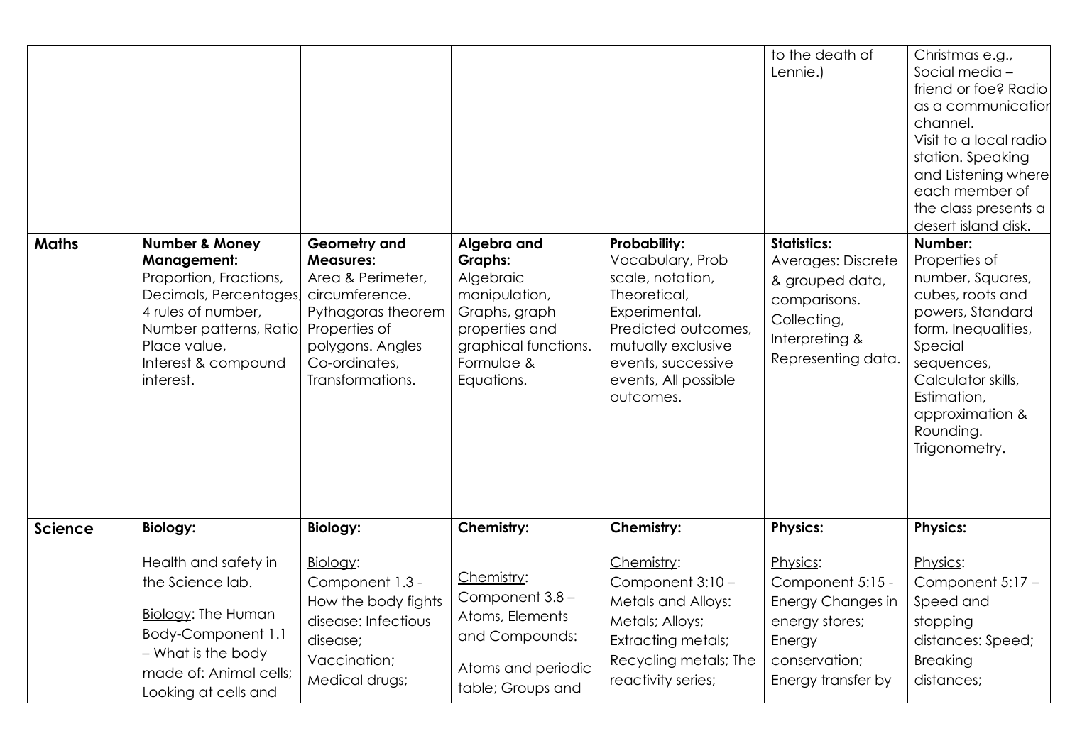| | | | | | | |
|---|---|---|---|---|---|---|
| | | | | | to the death of Lennie.) | Christmas e.g., Social media – friend or foe? Radio as a communication channel. Visit to a local radio station. Speaking and Listening where each member of the class presents a desert island disk**.** |
| **Maths** | **Number & Money Management:** Proportion, Fractions, Decimals, Percentages, 4 rules of number, Number patterns, Ratio, Place value, Interest & compound interest. | **Geometry and Measures:** Area & Perimeter, circumference. Pythagoras theorem Properties of polygons. Angles Co-ordinates, Transformations. | **Algebra and Graphs:** Algebraic manipulation, Graphs, graph properties and graphical functions. Formulae & Equations. | **Probability:** Vocabulary, Prob scale, notation, Theoretical, Experimental, Predicted outcomes, mutually exclusive events, successive events, All possible outcomes. | **Statistics:** Averages: Discrete & grouped data, comparisons. Collecting, Interpreting & Representing data. | **Number:** Properties of number, Squares, cubes, roots and powers, Standard form, Inequalities, Special sequences, Calculator skills, Estimation, approximation & Rounding. Trigonometry. |
| **Science** | **Biology:** Health and safety in the Science lab. Biology: The Human Body-Component 1.1 – What is the body made of: Animal cells; Looking at cells and | **Biology:** Biology: Component 1.3 - How the body fights disease: Infectious disease; Vaccination; Medical drugs; | **Chemistry:** Chemistry: Component 3.8 – Atoms, Elements and Compounds: Atoms and periodic table; Groups and | **Chemistry:** Chemistry: Component 3:10 – Metals and Alloys: Metals; Alloys; Extracting metals; Recycling metals; The reactivity series; | **Physics:** Physics: Component 5:15 - Energy Changes in energy stores; Energy conservation; Energy transfer by | **Physics:** Physics: Component 5:17 – Speed and stopping distances: Speed; Breaking distances; |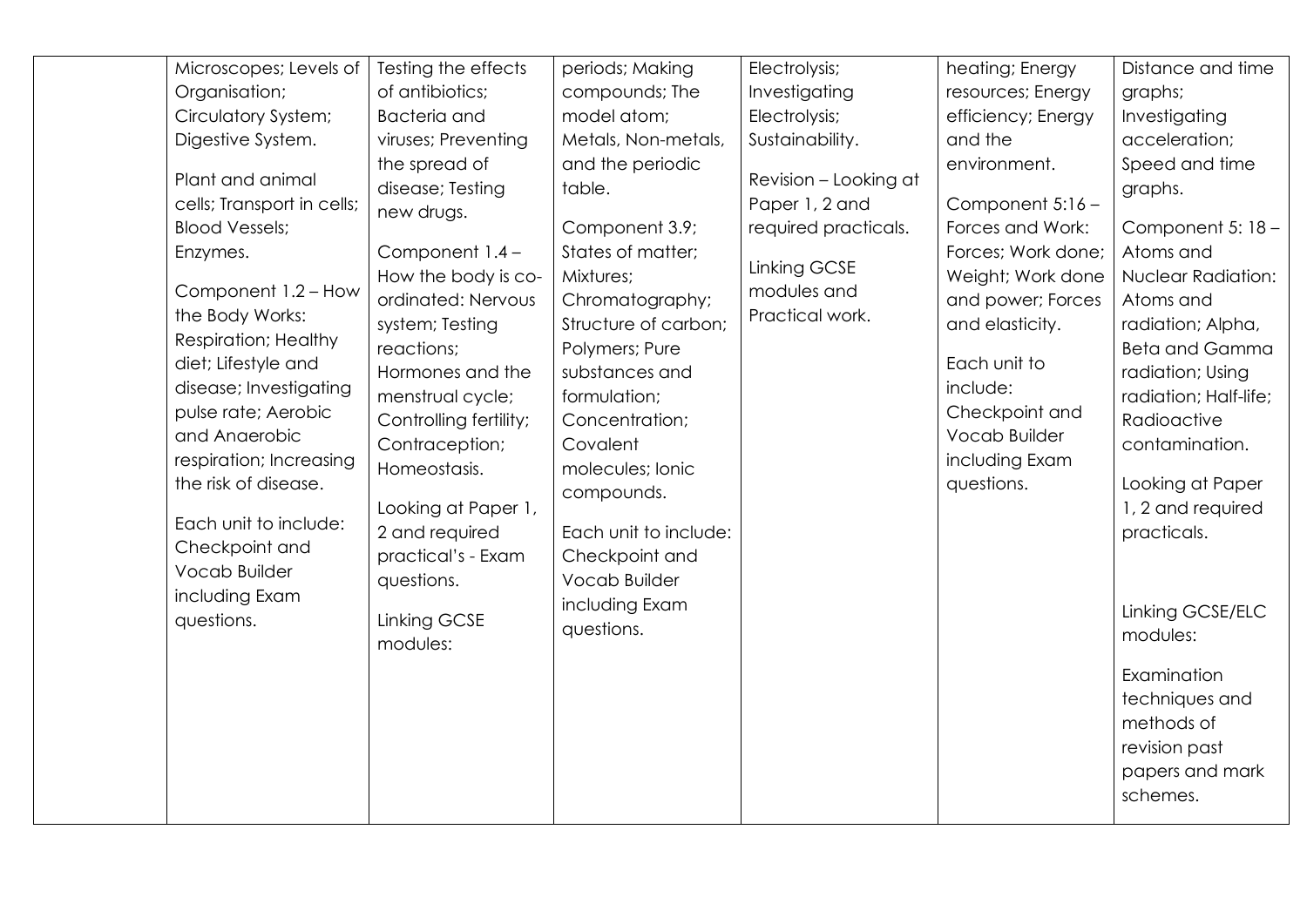| | | | | | | |
|---|---|---|---|---|---|---|
| | Microscopes; Levels of Organisation; Circulatory System; Digestive System.<br><br>Plant and animal cells; Transport in cells; Blood Vessels; Enzymes.<br><br>Component 1.2 – How the Body Works: Respiration; Healthy diet; Lifestyle and disease; Investigating pulse rate; Aerobic and Anaerobic respiration; Increasing the risk of disease.<br><br>Each unit to include: Checkpoint and Vocab Builder including Exam questions. | Testing the effects of antibiotics; Bacteria and viruses; Preventing the spread of disease; Testing new drugs.<br><br>Component 1.4 – How the body is co-ordinated: Nervous system; Testing reactions; Hormones and the menstrual cycle; Controlling fertility; Contraception; Homeostasis.<br><br>Looking at Paper 1, 2 and required practical's - Exam questions.<br><br>Linking GCSE modules: | periods; Making compounds; The model atom; Metals, Non-metals, and the periodic table.<br><br>Component 3.9; States of matter; Mixtures; Chromatography; Structure of carbon; Polymers; Pure substances and formulation; Concentration; Covalent molecules; Ionic compounds.<br><br>Each unit to include: Checkpoint and Vocab Builder including Exam questions. | Electrolysis; Investigating Electrolysis; Sustainability.<br><br>Revision – Looking at Paper 1, 2 and required practicals.<br><br>Linking GCSE modules and Practical work. | heating; Energy resources; Energy efficiency; Energy and the environment.<br><br>Component 5:16 – Forces and Work: Forces; Work done; Weight; Work done and power; Forces and elasticity.<br><br>Each unit to include: Checkpoint and Vocab Builder including Exam questions. | Distance and time graphs; Investigating acceleration; Speed and time graphs.<br><br>Component 5: 18 – Atoms and Nuclear Radiation: Atoms and radiation; Alpha, Beta and Gamma radiation; Using radiation; Half-life; Radioactive contamination.<br><br>Looking at Paper 1, 2 and required practicals.<br><br>Linking GCSE/ELC modules:<br><br>Examination techniques and methods of revision past papers and mark schemes. |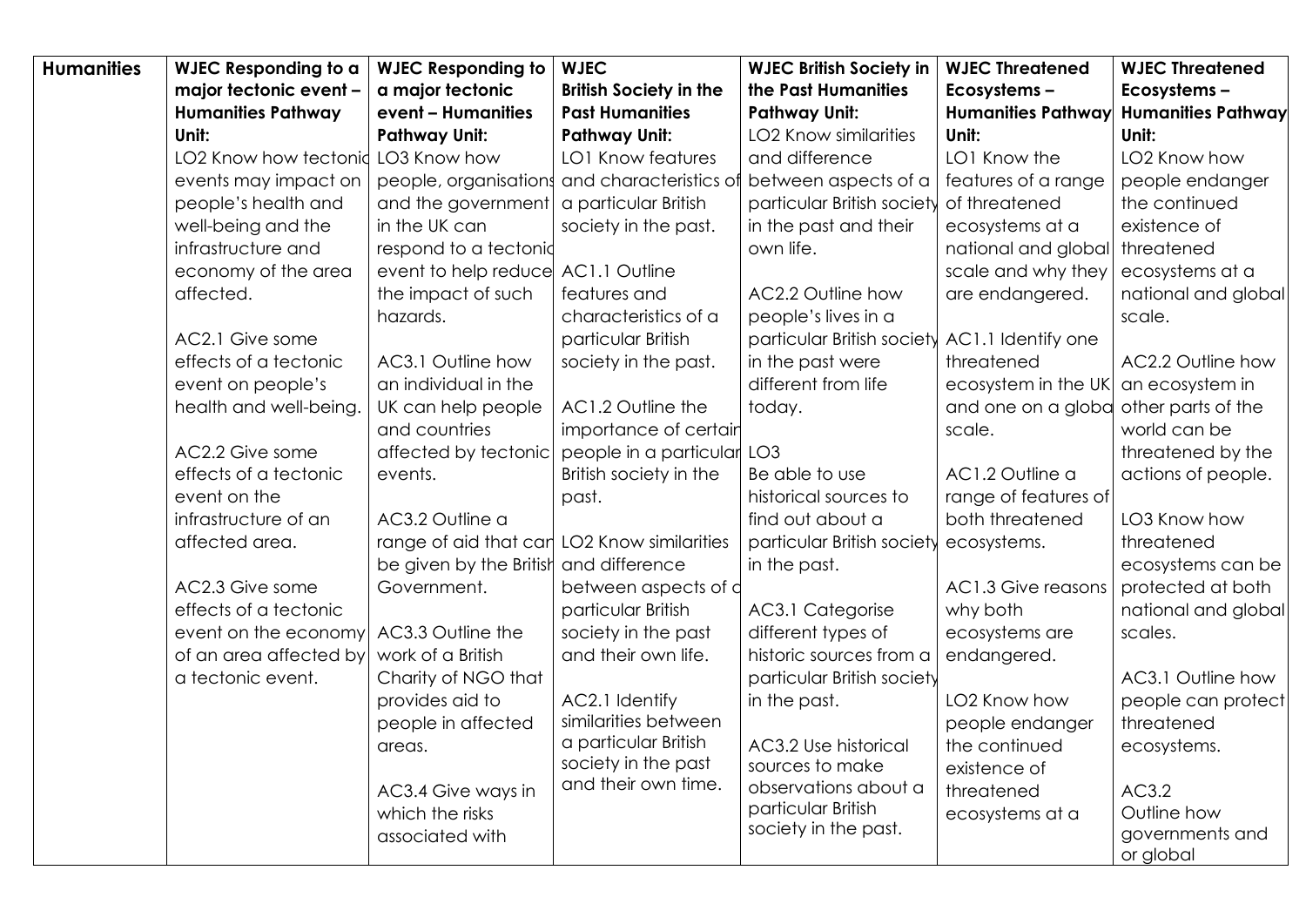| Humanities | **WJEC Responding to a major tectonic event – Humanities Pathway Unit:**<br>LO2 Know how tectonic events may impact on people's health and well-being and the infrastructure and economy of the area affected.<br><br>AC2.1 Give some effects of a tectonic event on people's health and well-being.<br><br>AC2.2 Give some effects of a tectonic event on the infrastructure of an affected area.<br><br>AC2.3 Give some effects of a tectonic event on the economy of an area affected by a tectonic event. | **WJEC Responding to a major tectonic event – Humanities Pathway Unit:**<br>LO3 Know how people, organisations and the government in the UK can respond to a tectonic event to help reduce the impact of such hazards.<br><br>AC3.1 Outline how an individual in the UK can help people and countries affected by tectonic events.<br><br>AC3.2 Outline a range of aid that can be given by the British Government.<br><br>AC3.3 Outline the work of a British Charity of NGO that provides aid to people in affected areas.<br><br>AC3.4 Give ways in which the risks associated with | **WJEC British Society in the Past Humanities Pathway Unit:**<br>LO1 Know features and characteristics of a particular British society in the past.<br><br>AC1.1 Outline features and characteristics of a particular British society in the past.<br><br>AC1.2 Outline the importance of certain people in a particular British society in the past.<br><br>LO2 Know similarities and difference between aspects of a particular British society in the past and their own life.<br><br>AC2.1 Identify similarities between a particular British society in the past and their own time. | **WJEC British Society in the Past Humanities Pathway Unit:**<br>LO2 Know similarities and difference between aspects of a particular British society in the past and their own life.<br><br>AC2.2 Outline how people's lives in a particular British society in the past were different from life today.<br><br>LO3<br>Be able to use historical sources to find out about a particular British society in the past.<br><br>AC3.1 Categorise different types of historic sources from a particular British society in the past.<br><br>AC3.2 Use historical sources to make observations about a particular British society in the past. | **WJEC Threatened Ecosystems – Humanities Pathway Unit:**<br>LO1 Know the features of a range of threatened ecosystems at a national and global scale and why they are endangered.<br><br>AC1.1 Identify one threatened ecosystem in the UK and one on a global scale.<br><br>AC1.2 Outline a range of features of both threatened ecosystems.<br><br>AC1.3 Give reasons why both ecosystems are endangered.<br><br>LO2 Know how people endanger the continued existence of threatened ecosystems at a | **WJEC Threatened Ecosystems – Humanities Pathway Unit:**<br>LO2 Know how people endanger the continued existence of threatened ecosystems at a national and global scale.<br><br>AC2.2 Outline how an ecosystem in other parts of the world can be threatened by the actions of people.<br><br>LO3 Know how threatened ecosystems can be protected at both national and global scales.<br><br>AC3.1 Outline how people can protect threatened ecosystems.<br><br>AC3.2<br>Outline how governments and or global |
|---|---|---|---|---|---|---|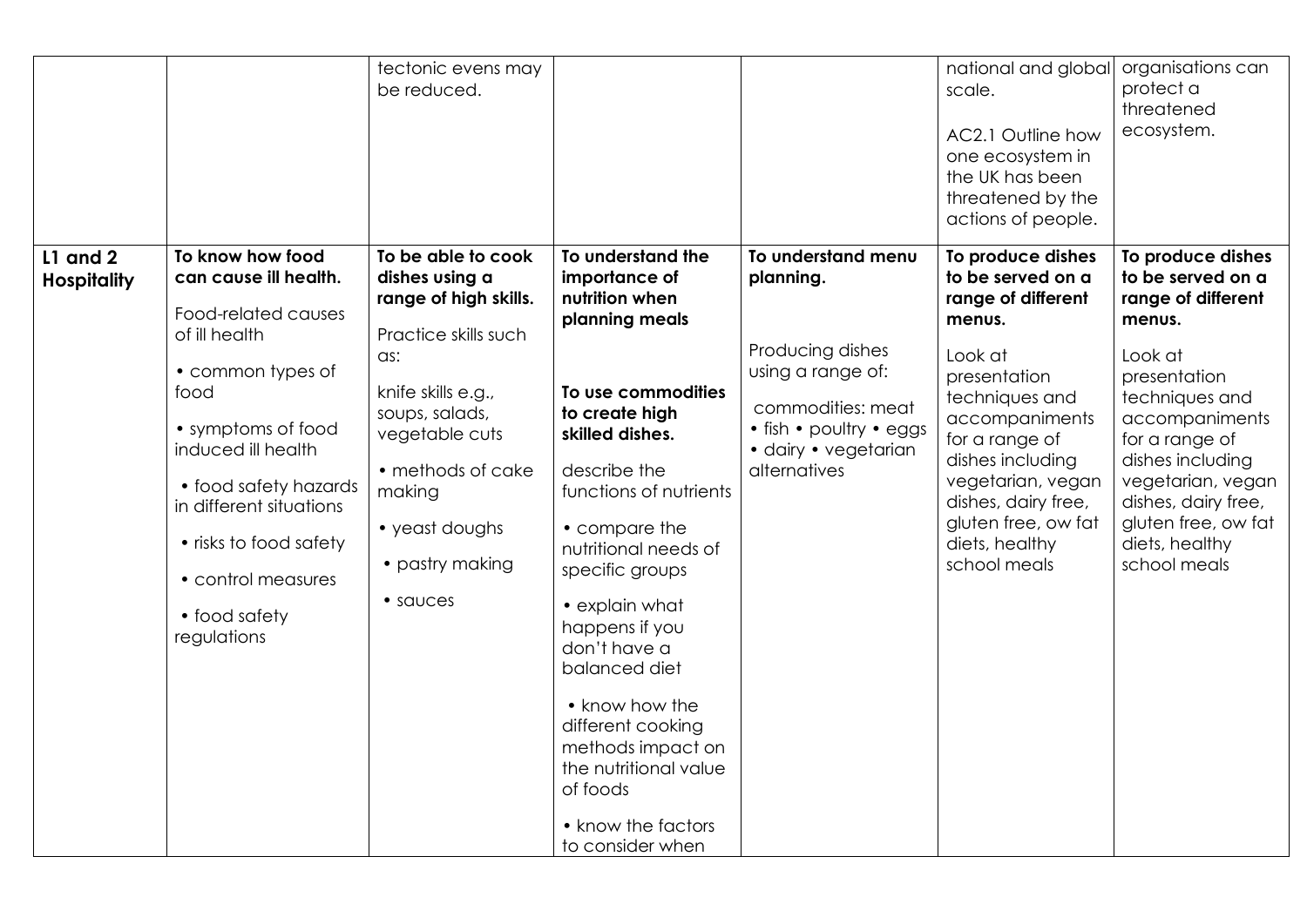|  |  |  |  |  |  |  |
|---|---|---|---|---|---|---|
|  |  | tectonic evens may be reduced. |  |  | national and global scale.<br><br>AC2.1 Outline how one ecosystem in the UK has been threatened by the actions of people. | organisations can protect a threatened ecosystem. |
| **L1 and 2 Hospitality** | **To know how food can cause ill health.**<br><br>Food-related causes of ill health<br><br>• common types of food<br><br>• symptoms of food induced ill health<br><br>• food safety hazards in different situations<br><br>• risks to food safety<br><br>• control measures<br><br>• food safety regulations | **To be able to cook dishes using a range of high skills.**<br><br>Practice skills such as:<br><br>knife skills e.g., soups, salads, vegetable cuts<br><br>• methods of cake making<br><br>• yeast doughs<br><br>• pastry making<br><br>• sauces | **To understand the importance of nutrition when planning meals**<br><br>**To use commodities to create high skilled dishes.**<br><br>describe the functions of nutrients<br><br>• compare the nutritional needs of specific groups<br><br>• explain what happens if you don't have a balanced diet<br><br>• know how the different cooking methods impact on the nutritional value of foods<br><br>• know the factors to consider when | **To understand menu planning.**<br><br>Producing dishes using a range of:<br><br>commodities: meat • fish • poultry • eggs • dairy • vegetarian alternatives | **To produce dishes to be served on a range of different menus.**<br><br>Look at presentation techniques and accompaniments for a range of dishes including vegetarian, vegan dishes, dairy free, gluten free, ow fat diets, healthy school meals | **To produce dishes to be served on a range of different menus.**<br><br>Look at presentation techniques and accompaniments for a range of dishes including vegetarian, vegan dishes, dairy free, gluten free, ow fat diets, healthy school meals |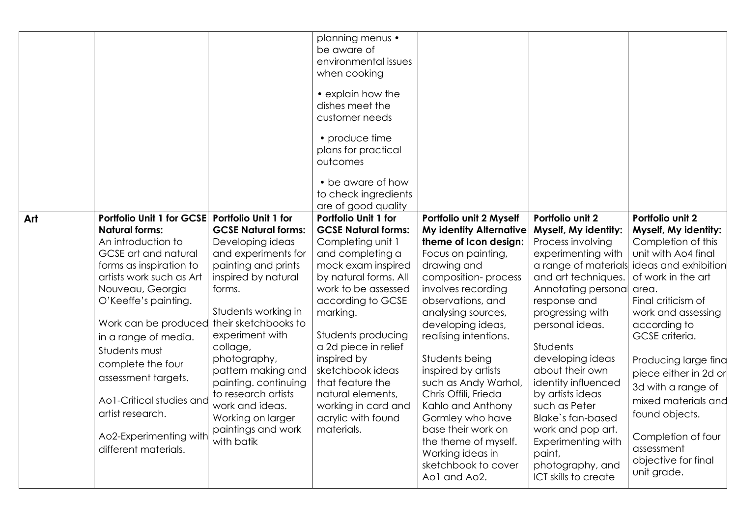| | | | | | | |
|---|---|---|---|---|---|---|
| | | | planning menus • be aware of environmental issues when cooking<br><br>• explain how the dishes meet the customer needs<br><br>• produce time plans for practical outcomes<br><br>• be aware of how to check ingredients are of good quality | | | |
| **Art** | **Portfolio Unit 1 for GCSE Natural forms:** An introduction to GCSE art and natural forms as inspiration to artists work such as Art Nouveau, Georgia O'Keeffe's painting.<br><br>Work can be produced in a range of media. Students must complete the four assessment targets.<br><br>Ao1-Critical studies and artist research.<br><br>Ao2-Experimenting with different materials. | **Portfolio Unit 1 for GCSE Natural forms:** Developing ideas and experiments for painting and prints inspired by natural forms.<br><br>Students working in their sketchbooks to experiment with collage, photography, pattern making and painting. continuing to research artists work and ideas. Working on larger paintings and work with batik | **Portfolio Unit 1 for GCSE Natural forms:** Completing unit 1 and completing a mock exam inspired by natural forms. All work to be assessed according to GCSE marking.<br><br>Students producing a 2d piece in relief inspired by sketchbook ideas that feature the natural elements, working in card and acrylic with found materials. | **Portfolio unit 2 Myself My identity Alternative theme of Icon design:** Focus on painting, drawing and composition- process involves recording observations, and analysing sources, developing ideas, realising intentions.<br><br>Students being inspired by artists such as Andy Warhol, Chris Offili, Frieda Kahlo and Anthony Gormley who have base their work on the theme of myself. Working ideas in sketchbook to cover Ao1 and Ao2. | **Portfolio unit 2 Myself, My identity:** Process involving experimenting with a range of materials and art techniques. Annotating personal response and progressing with personal ideas.<br><br>Students developing ideas about their own identity influenced by artists ideas such as Peter Blake`s fan-based work and pop art. Experimenting with paint, photography, and ICT skills to create | **Portfolio unit 2 Myself, My identity:** Completion of this unit with Ao4 final ideas and exhibition of work in the art area.<br>Final criticism of work and assessing according to GCSE criteria.<br><br>Producing large final piece either in 2d or 3d with a range of mixed materials and found objects.<br><br>Completion of four assessment objective for final unit grade. |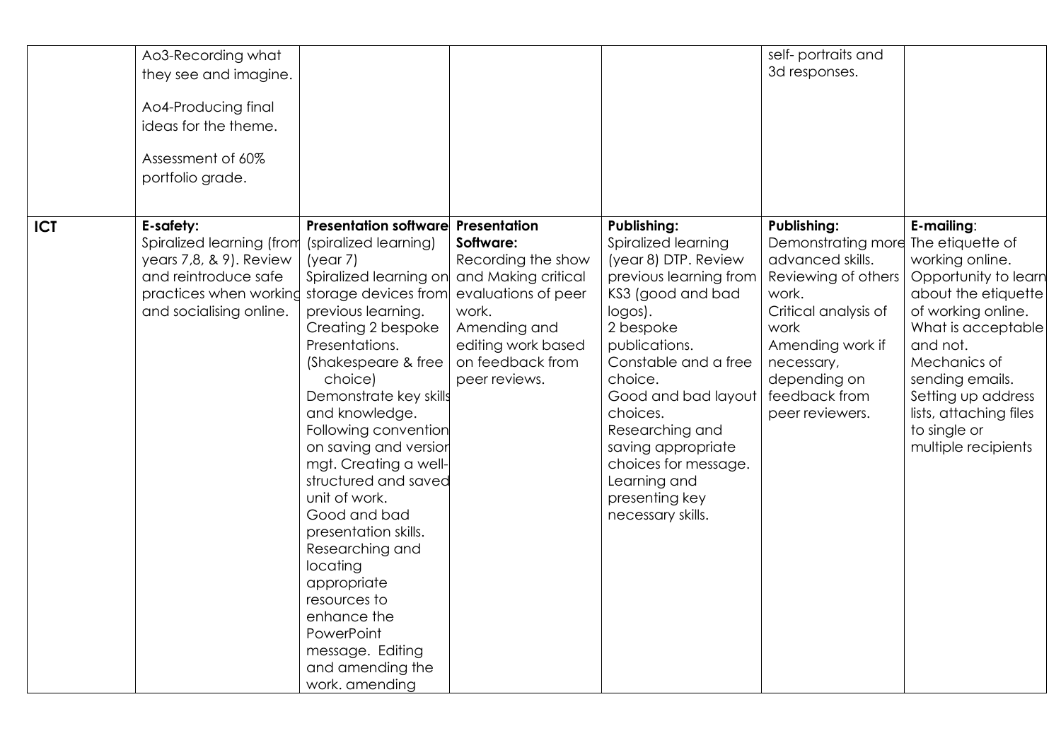| | | | | | | |
|---|---|---|---|---|---|---|
| | Ao3-Recording what they see and imagine.<br><br>Ao4-Producing final ideas for the theme.<br><br>Assessment of 60% portfolio grade. | | | | self- portraits and 3d responses. | |
| **ICT** | **E-safety:**<br>Spiralized learning (from years 7,8, & 9). Review and reintroduce safe practices when working and socialising online. | **Presentation software** (spiralized learning) (year 7)<br>Spiralized learning on storage devices from previous learning.<br>Creating 2 bespoke Presentations. (Shakespeare & free choice)<br>Demonstrate key skills and knowledge.<br>Following convention on saving and version mgt. Creating a well-structured and saved unit of work.<br>Good and bad presentation skills.<br>Researching and locating appropriate resources to enhance the PowerPoint message. Editing and amending the work. amending | **Presentation Software:**<br>Recording the show and Making critical evaluations of peer work.<br>Amending and editing work based on feedback from peer reviews. | **Publishing:**<br>Spiralized learning (year 8) DTP. Review previous learning from KS3 (good and bad logos).<br>2 bespoke publications.<br>Constable and a free choice.<br>Good and bad layout choices.<br>Researching and saving appropriate choices for message.<br>Learning and presenting key necessary skills. | **Publishing:**<br>Demonstrating more advanced skills.<br>Reviewing of others work.<br>Critical analysis of work<br>Amending work if necessary, depending on feedback from peer reviewers. | **E-mailing**:<br>The etiquette of working online.<br>Opportunity to learn about the etiquette of working online. What is acceptable and not.<br>Mechanics of sending emails.<br>Setting up address lists, attaching files to single or multiple recipients |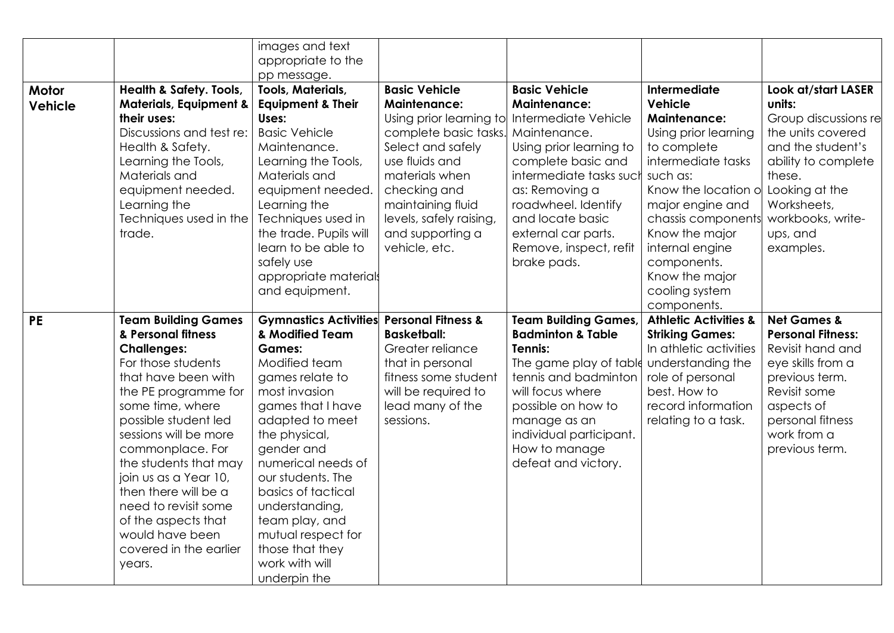| | | | | | | |
|---|---|---|---|---|---|---|
| | | images and text appropriate to the pp message. | | | | |
| **Motor Vehicle** | **Health & Safety. Tools, Materials, Equipment & their uses:** Discussions and test re: Health & Safety. Learning the Tools, Materials and equipment needed. Learning the Techniques used in the trade. | **Tools, Materials, Equipment & Their Uses:** Basic Vehicle Maintenance. Learning the Tools, Materials and equipment needed. Learning the Techniques used in the trade. Pupils will learn to be able to safely use appropriate materials and equipment. | **Basic Vehicle Maintenance:** Using prior learning to complete basic tasks. Select and safely use fluids and materials when checking and maintaining fluid levels, safely raising, and supporting a vehicle, etc. | **Basic Vehicle Maintenance:** Intermediate Vehicle Maintenance. Using prior learning to complete basic and intermediate tasks such as: Removing a roadwheel. Identify and locate basic external car parts. Remove, inspect, refit brake pads. | **Intermediate Vehicle Maintenance:** Using prior learning to complete intermediate tasks such as: Know the location of major engine and chassis components Know the major internal engine components. Know the major cooling system components. | **Look at/start LASER units:** Group discussions re the units covered and the student's ability to complete these. Looking at the Worksheets, workbooks, write-ups, and examples. |
| **PE** | **Team Building Games & Personal fitness Challenges:** For those students that have been with the PE programme for some time, where possible student led sessions will be more commonplace. For the students that may join us as a Year 10, then there will be a need to revisit some of the aspects that would have been covered in the earlier years. | **Gymnastics Activities & Modified Team Games:** Modified team games relate to most invasion games that I have adapted to meet the physical, gender and numerical needs of our students. The basics of tactical understanding, team play, and mutual respect for those that they work with will underpin the | **Personal Fitness & Basketball:** Greater reliance that in personal fitness some student will be required to lead many of the sessions. | **Team Building Games, Badminton & Table Tennis:** The game play of table tennis and badminton will focus where possible on how to manage as an individual participant. How to manage defeat and victory. | **Athletic Activities & Striking Games:** In athletic activities understanding the role of personal best. How to record information relating to a task. | **Net Games & Personal Fitness:** Revisit hand and eye skills from a previous term. Revisit some aspects of personal fitness work from a previous term. |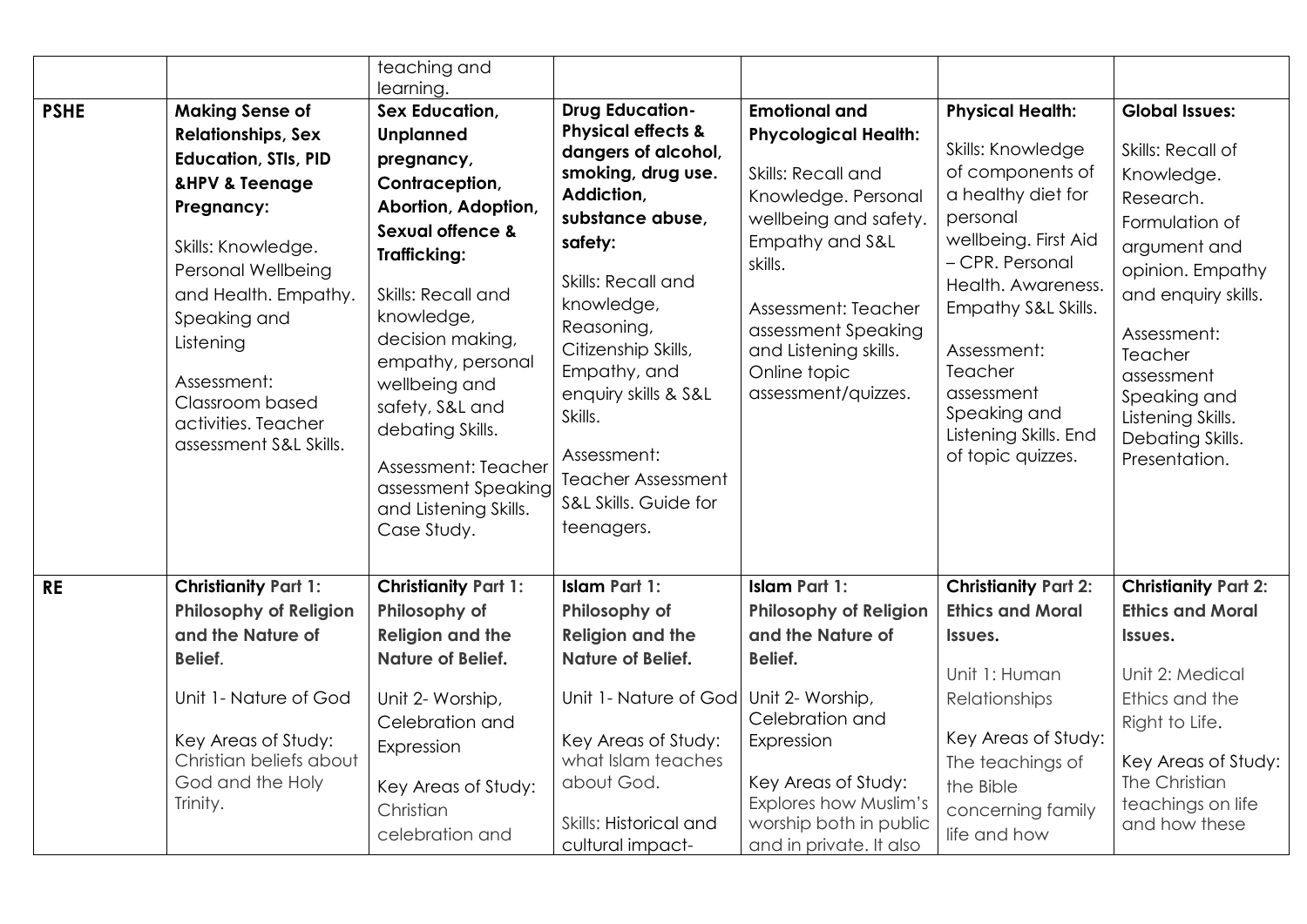| | | | | | | |
|---|---|---|---|---|---|---|
| | | teaching and learning. | | | | |
| **PSHE** | **Making Sense of Relationships, Sex Education, STIs, PID &HPV & Teenage Pregnancy:**<br><br>Skills: Knowledge. Personal Wellbeing and Health. Empathy. Speaking and Listening<br><br>Assessment: Classroom based activities. Teacher assessment S&L Skills. | **Sex Education, Unplanned pregnancy, Contraception, Abortion, Adoption, Sexual offence & Trafficking:**<br><br>Skills: Recall and knowledge, decision making, empathy, personal wellbeing and safety, S&L and debating Skills.<br><br>Assessment: Teacher assessment Speaking and Listening Skills. Case Study. | **Drug Education- Physical effects & dangers of alcohol, smoking, drug use. Addiction, substance abuse, safety:**<br><br>Skills: Recall and knowledge, Reasoning, Citizenship Skills, Empathy, and enquiry skills & S&L Skills.<br><br>Assessment: Teacher Assessment S&L Skills. Guide for teenagers. | **Emotional and Phycological Health:**<br><br>Skills: Recall and Knowledge. Personal wellbeing and safety. Empathy and S&L skills.<br><br>Assessment: Teacher assessment Speaking and Listening skills. Online topic assessment/quizzes. | **Physical Health:**<br><br>Skills: Knowledge of components of a healthy diet for personal wellbeing. First Aid – CPR. Personal Health. Awareness. Empathy S&L Skills.<br><br>Assessment: Teacher assessment Speaking and Listening Skills. End of topic quizzes. | **Global Issues:**<br><br>Skills: Recall of Knowledge. Research. Formulation of argument and opinion. Empathy and enquiry skills.<br><br>Assessment: Teacher assessment Speaking and Listening Skills. Debating Skills. Presentation. |
| **RE** | **Christianity Part 1: Philosophy of Religion and the Nature of Belief**.<br><br>Unit 1- Nature of God<br><br>Key Areas of Study: Christian beliefs about God and the Holy Trinity. | **Christianity Part 1: Philosophy of Religion and the Nature of Belief.**<br><br>Unit 2- Worship, Celebration and Expression<br><br>Key Areas of Study: Christian celebration and | **Islam Part 1: Philosophy of Religion and the Nature of Belief.**<br><br>Unit 1- Nature of God<br><br>Key Areas of Study: what Islam teaches about God.<br><br>Skills: Historical and cultural impact- | **Islam Part 1: Philosophy of Religion and the Nature of Belief.**<br><br>Unit 2- Worship, Celebration and Expression<br><br>Key Areas of Study: Explores how Muslim's worship both in public and in private. It also | **Christianity Part 2: Ethics and Moral Issues.**<br><br>Unit 1: Human Relationships<br><br>Key Areas of Study: The teachings of the Bible concerning family life and how | **Christianity Part 2: Ethics and Moral Issues.**<br><br>Unit 2: Medical Ethics and the Right to Life.<br><br>Key Areas of Study: The Christian teachings on life and how these |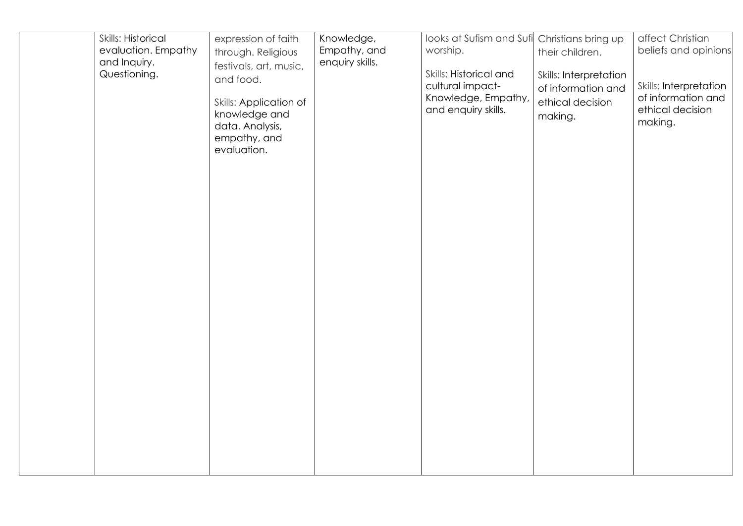| | | | | | | |
|---|---|---|---|---|---|---|
| | Skills: Historical evaluation. Empathy and Inquiry. Questioning. | expression of faith through. Religious festivals, art, music, and food.<br><br>Skills: Application of knowledge and data. Analysis, empathy, and evaluation. | Knowledge, Empathy, and enquiry skills. | looks at Sufism and Sufi worship.<br><br>Skills: Historical and cultural impact- Knowledge, Empathy, and enquiry skills. | Christians bring up their children.<br><br>Skills: Interpretation of information and ethical decision making. | affect Christian beliefs and opinions<br><br>Skills: Interpretation of information and ethical decision making. |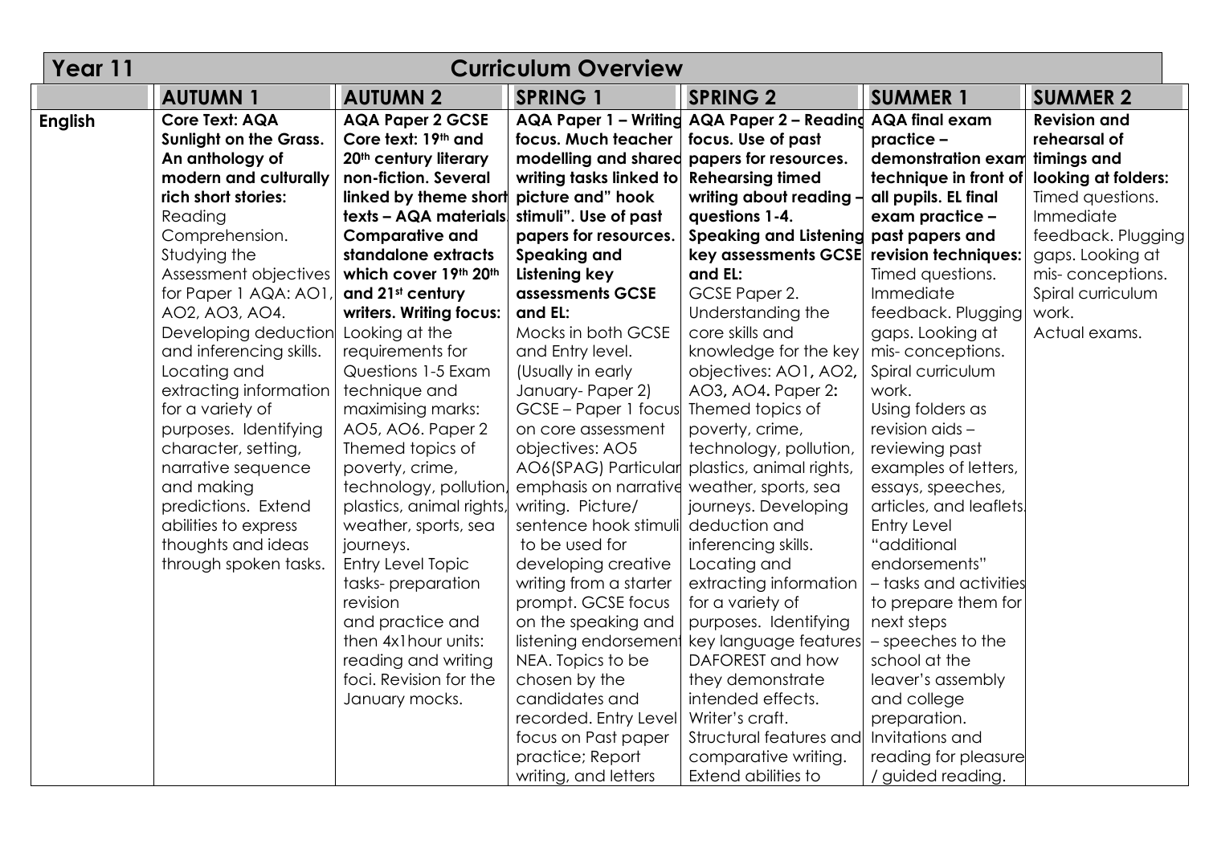| Year 11 | Curriculum Overview | | | | | |
|---|---|---|---|---|---|---|
| | **AUTUMN 1** | **AUTUMN 2** | **SPRING 1** | **SPRING 2** | **SUMMER 1** | **SUMMER 2** |
| **English** | **Core Text: AQA Sunlight on the Grass. An anthology of modern and culturally rich short stories:** Reading Comprehension. Studying the Assessment objectives for Paper 1 AQA: AO1, AO2, AO3, AO4. Developing deduction and inferencing skills. Locating and extracting information for a variety of purposes. Identifying character, setting, narrative sequence and making predictions. Extend abilities to express thoughts and ideas through spoken tasks. | **AQA Paper 2 GCSE Core text: 19th and 20th century literary non-fiction. Several linked by theme short texts – AQA materials. Comparative and standalone extracts which cover 19th 20th and 21st century writers. Writing focus:** Looking at the requirements for Questions 1-5 Exam technique and maximising marks: AO5, AO6. Paper 2 Themed topics of poverty, crime, technology, pollution, plastics, animal rights, weather, sports, sea journeys. Entry Level Topic tasks- preparation revision and practice and then 4x1hour units: reading and writing foci. Revision for the January mocks. | **AQA Paper 1 – Writing focus. Much teacher modelling and shared writing tasks linked to picture and" hook stimuli". Use of past papers for resources. Speaking and Listening key assessments GCSE and EL:** Mocks in both GCSE and Entry level. (Usually in early January- Paper 2) GCSE – Paper 1 focus on core assessment objectives: AO5 AO6(SPAG) Particular emphasis on narrative writing. Picture/ sentence hook stimuli to be used for developing creative writing from a starter prompt. GCSE focus on the speaking and listening endorsement NEA. Topics to be chosen by the candidates and recorded. Entry Level focus on Past paper practice; Report writing, and letters | **AQA Paper 2 – Reading focus. Use of past papers for resources. Rehearsing timed writing about reading – questions 1-4. Speaking and Listening key assessments GCSE and EL:** GCSE Paper 2. Understanding the core skills and knowledge for the key objectives: AO1, AO2, AO3, AO4. Paper 2: Themed topics of poverty, crime, technology, pollution, plastics, animal rights, weather, sports, sea journeys. Developing deduction and inferencing skills. Locating and extracting information for a variety of purposes. Identifying key language features DAFOREST and how they demonstrate intended effects. Writer's craft. Structural features and comparative writing. Extend abilities to | **AQA final exam practice – demonstration exam technique in front of all pupils. EL final exam practice – past papers and revision techniques:** Timed questions. Immediate feedback. Plugging gaps. Looking at mis- conceptions. Spiral curriculum work. Using folders as revision aids – reviewing past examples of letters, essays, speeches, articles, and leaflets. Entry Level "additional endorsements" – tasks and activities to prepare them for next steps – speeches to the school at the leaver's assembly and college preparation. Invitations and reading for pleasure / guided reading. | **Revision and rehearsal of timings and looking at folders:** Timed questions. Immediate feedback. Plugging gaps. Looking at mis- conceptions. Spiral curriculum work. Actual exams. |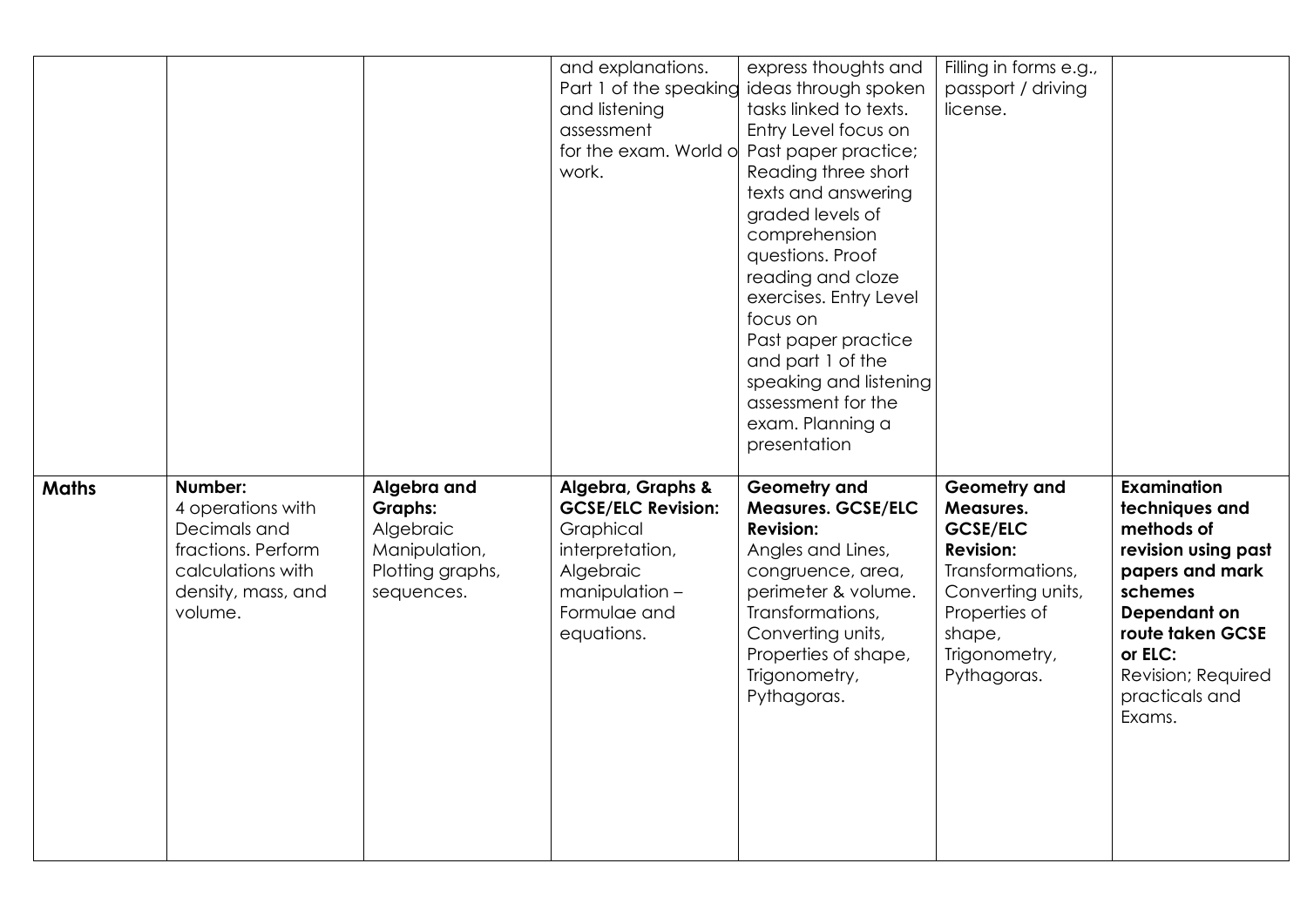|  |  |  |  |  |  |  |
|---|---|---|---|---|---|---|
|  |  |  | and explanations. Part 1 of the speaking and listening assessment for the exam. World of work. | express thoughts and ideas through spoken tasks linked to texts. Entry Level focus on Past paper practice; Reading three short texts and answering graded levels of comprehension questions. Proof reading and cloze exercises. Entry Level focus on Past paper practice and part 1 of the speaking and listening assessment for the exam. Planning a presentation | Filling in forms e.g., passport / driving license. |  |
| **Maths** | **Number:** 4 operations with Decimals and fractions. Perform calculations with density, mass, and volume. | **Algebra and Graphs:** Algebraic Manipulation, Plotting graphs, sequences. | **Algebra, Graphs & GCSE/ELC Revision:** Graphical interpretation, Algebraic manipulation – Formulae and equations. | **Geometry and Measures. GCSE/ELC Revision:** Angles and Lines, congruence, area, perimeter & volume. Transformations, Converting units, Properties of shape, Trigonometry, Pythagoras. | **Geometry and Measures. GCSE/ELC Revision:** Transformations, Converting units, Properties of shape, Trigonometry, Pythagoras. | **Examination techniques and methods of revision using past papers and mark schemes Dependant on route taken GCSE or ELC:** Revision; Required practicals and Exams. |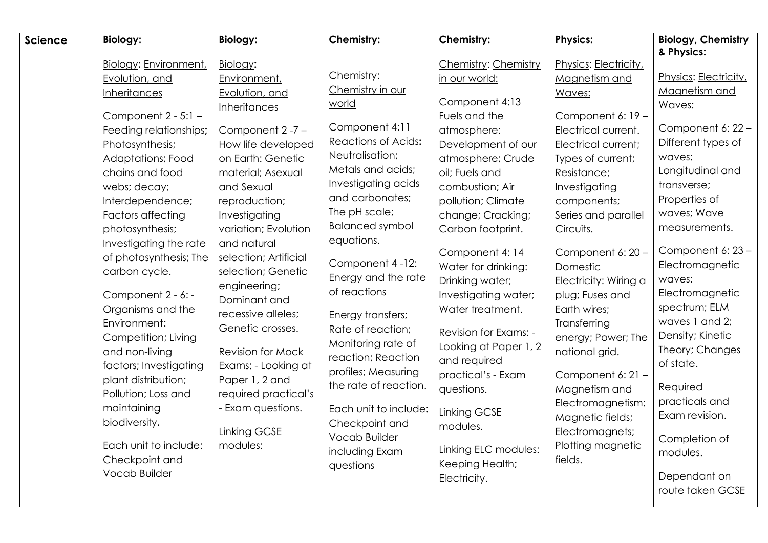| Science | Biology: | Biology: | Chemistry: | Chemistry: | Physics: | Biology, Chemistry & Physics: |
|---|---|---|---|---|---|---|
| | Biology**:** Environment, Evolution, and Inheritances<br><br>Component 2 - 5:1 – Feeding relationships**;** Photosynthesis; Adaptations; Food chains and food webs; decay; Interdependence; Factors affecting photosynthesis; Investigating the rate of photosynthesis; The carbon cycle.<br><br>Component 2 - 6: - Organisms and the Environment: Competition; Living and non-living factors; Investigating plant distribution; Pollution; Loss and maintaining biodiversity**.**<br><br>Each unit to include: Checkpoint and Vocab Builder | Biology**:** Environment, Evolution, and Inheritances<br><br>Component 2 -7 – How life developed on Earth: Genetic material; Asexual and Sexual reproduction; Investigating variation; Evolution and natural selection; Artificial selection; Genetic engineering; Dominant and recessive alleles; Genetic crosses.<br><br>Revision for Mock Exams: - Looking at Paper 1, 2 and required practical's - Exam questions.<br><br>Linking GCSE modules: | Chemistry: Chemistry in our world<br><br>Component 4:11 Reactions of Acids**:** Neutralisation; Metals and acids; Investigating acids and carbonates; The pH scale; Balanced symbol equations.<br><br>Component 4 -12: Energy and the rate of reactions<br><br>Energy transfers; Rate of reaction; Monitoring rate of reaction; Reaction profiles; Measuring the rate of reaction.<br><br>Each unit to include: Checkpoint and Vocab Builder including Exam questions | Chemistry: Chemistry in our world:<br><br>Component 4:13 Fuels and the atmosphere: Development of our atmosphere; Crude oil; Fuels and combustion; Air pollution; Climate change; Cracking; Carbon footprint.<br><br>Component 4: 14 Water for drinking: Drinking water; Investigating water; Water treatment.<br><br>Revision for Exams: - Looking at Paper 1, 2 and required practical's - Exam questions.<br><br>Linking GCSE modules.<br><br>Linking ELC modules: Keeping Health; Electricity. | Physics: Electricity, Magnetism and Waves:<br><br>Component 6: 19 – Electrical current. Electrical current; Types of current; Resistance; Investigating components; Series and parallel Circuits.<br><br>Component 6: 20 – Domestic Electricity: Wiring a plug; Fuses and Earth wires; Transferring energy; Power; The national grid.<br><br>Component 6: 21 – Magnetism and Electromagnetism: Magnetic fields; Electromagnets; Plotting magnetic fields. | Physics: Electricity, Magnetism and Waves:<br><br>Component 6: 22 – Different types of waves: Longitudinal and transverse; Properties of waves; Wave measurements.<br><br>Component 6: 23 – Electromagnetic waves: Electromagnetic spectrum; ELM waves 1 and 2; Density; Kinetic Theory; Changes of state.<br><br>Required practicals and Exam revision.<br><br>Completion of modules.<br><br>Dependant on route taken GCSE |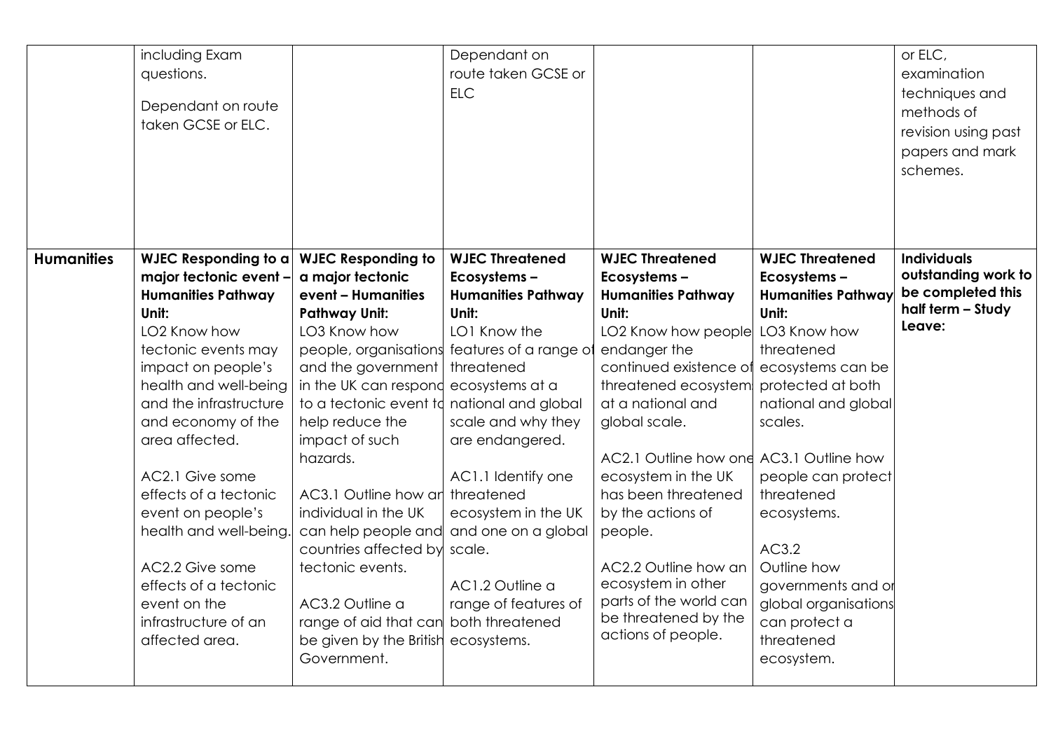| | | | | | | | |
|---|---|---|---|---|---|---|---|
| | including Exam questions.<br><br>Dependant on route taken GCSE or ELC. | | Dependant on route taken GCSE or ELC | | | | or ELC, examination techniques and methods of revision using past papers and mark schemes. |
| **Humanities** | **WJEC Responding to a major tectonic event – Humanities Pathway Unit:**<br>LO2 Know how tectonic events may impact on people's health and well-being and the infrastructure and economy of the area affected.<br><br>AC2.1 Give some effects of a tectonic event on people's health and well-being.<br><br>AC2.2 Give some effects of a tectonic event on the infrastructure of an affected area. | **WJEC Responding to a major tectonic event – Humanities Pathway Unit:**<br>LO3 Know how people, organisations and the government in the UK can respond to a tectonic event to help reduce the impact of such hazards.<br><br>AC3.1 Outline how an individual in the UK can help people and countries affected by tectonic events.<br><br>AC3.2 Outline a range of aid that can be given by the British Government. | **WJEC Threatened Ecosystems – Humanities Pathway Unit:**<br>LO1 Know the features of a range of threatened ecosystems at a national and global scale and why they are endangered.<br><br>AC1.1 Identify one threatened ecosystem in the UK and one on a global scale.<br><br>AC1.2 Outline a range of features of both threatened ecosystems. | **WJEC Threatened Ecosystems – Humanities Pathway Unit:**<br>LO2 Know how people endanger the continued existence of threatened ecosystems at a national and global scale.<br><br>AC2.1 Outline how one ecosystem in the UK has been threatened by the actions of people.<br><br>AC2.2 Outline how an ecosystem in other parts of the world can be threatened by the actions of people. | **WJEC Threatened Ecosystems – Humanities Pathway Unit:**<br>LO3 Know how threatened ecosystems can be protected at both national and global scales.<br><br>AC3.1 Outline how people can protect threatened ecosystems.<br><br>AC3.2<br>Outline how governments and or global organisations can protect a threatened ecosystem. | **Individuals outstanding work to be completed this half term – Study Leave:** |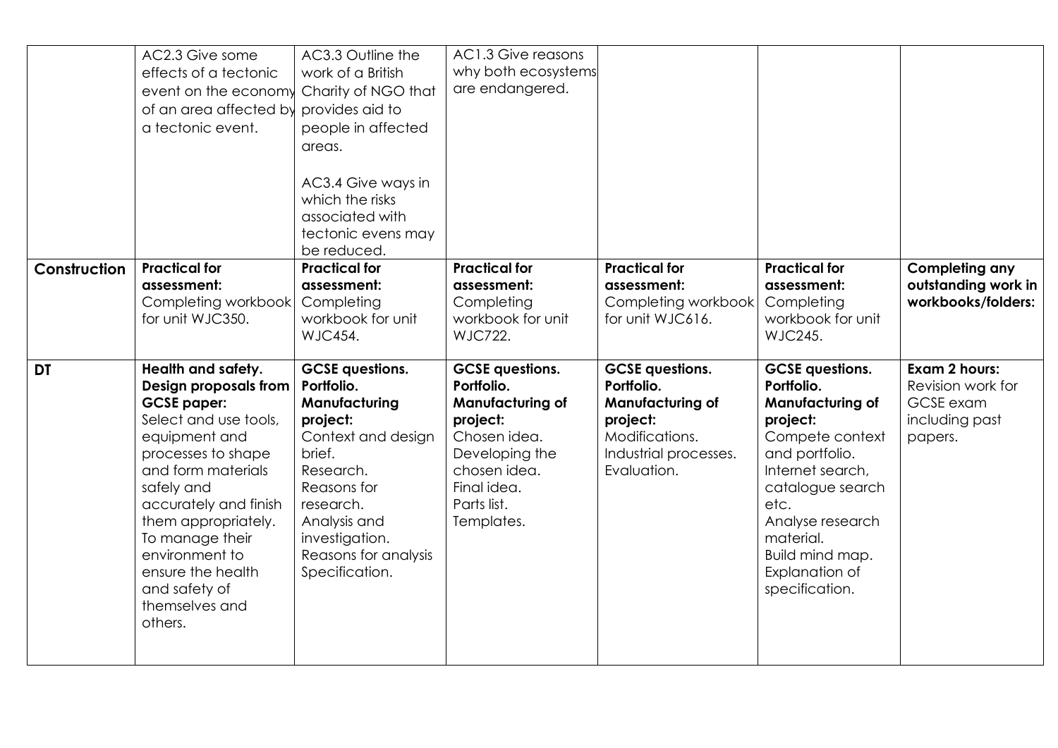| | | | | | | |
|---|---|---|---|---|---|---|
| | AC2.3 Give some effects of a tectonic event on the economy of an area affected by a tectonic event. | AC3.3 Outline the work of a British Charity of NGO that provides aid to people in affected areas.<br><br>AC3.4 Give ways in which the risks associated with tectonic evens may be reduced. | AC1.3 Give reasons why both ecosystems are endangered. | | | |
| **Construction** | **Practical for assessment:** Completing workbook for unit WJC350. | **Practical for assessment:** Completing workbook for unit WJC454. | **Practical for assessment:** Completing workbook for unit WJC722. | **Practical for assessment:** Completing workbook for unit WJC616. | **Practical for assessment:** Completing workbook for unit WJC245. | **Completing any outstanding work in workbooks/folders:** |
| **DT** | **Health and safety. Design proposals from GCSE paper:** Select and use tools, equipment and processes to shape and form materials safely and accurately and finish them appropriately. To manage their environment to ensure the health and safety of themselves and others. | **GCSE questions. Portfolio. Manufacturing project:** Context and design brief. Research. Reasons for research. Analysis and investigation. Reasons for analysis Specification. | **GCSE questions. Portfolio. Manufacturing of project:** Chosen idea. Developing the chosen idea. Final idea. Parts list. Templates. | **GCSE questions. Portfolio. Manufacturing of project:** Modifications. Industrial processes. Evaluation. | **GCSE questions. Portfolio. Manufacturing of project:** Compete context and portfolio. Internet search, catalogue search etc. Analyse research material. Build mind map. Explanation of specification. | **Exam 2 hours:** Revision work for GCSE exam including past papers. |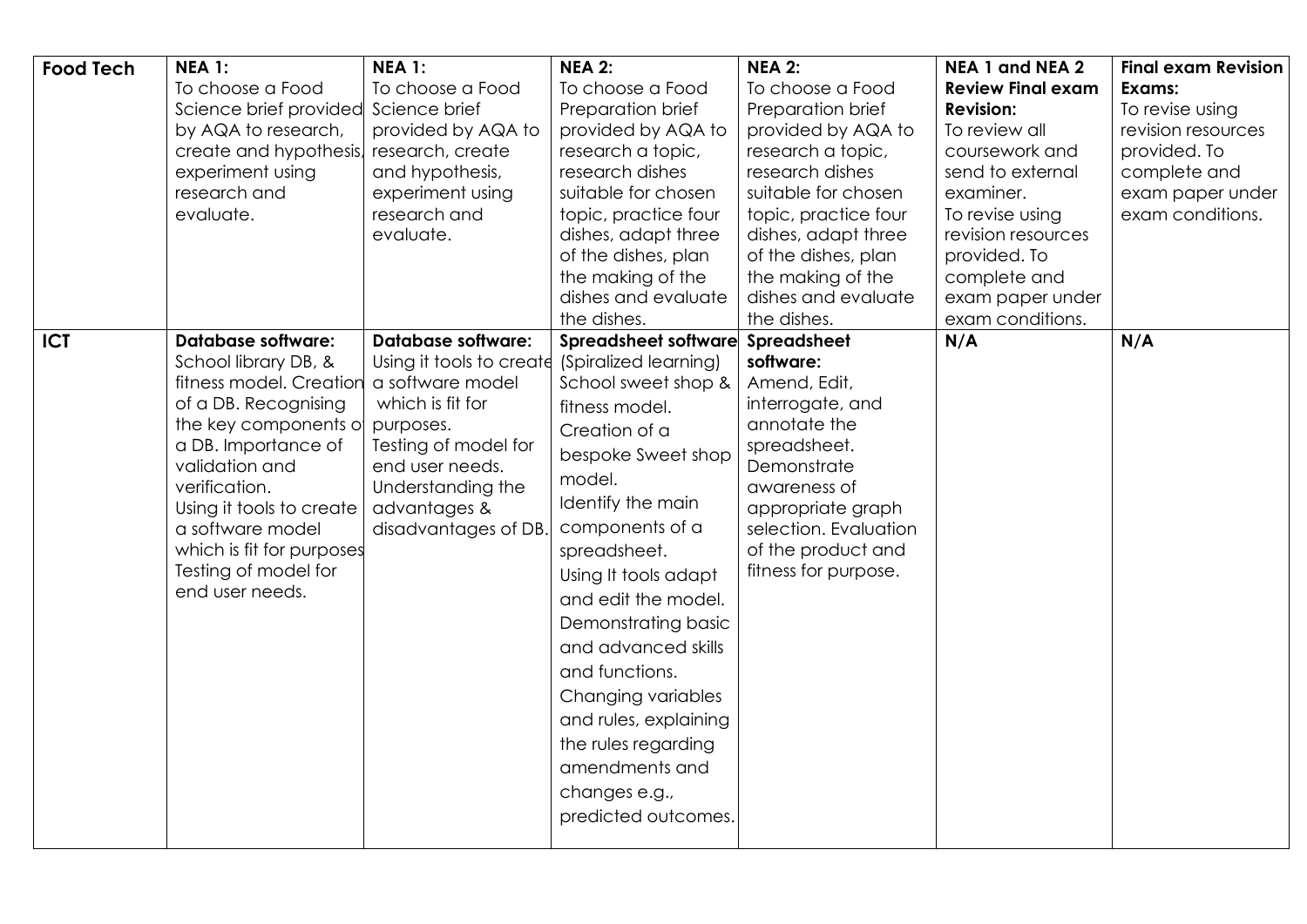| Food Tech | **NEA 1:** To choose a Food Science brief provided by AQA to research, create and hypothesis, experiment using research and evaluate. | **NEA 1:** To choose a Food Science brief provided by AQA to research, create and hypothesis, experiment using research and evaluate. | **NEA 2:** To choose a Food Preparation brief provided by AQA to research a topic, research dishes suitable for chosen topic, practice four dishes, adapt three of the dishes, plan the making of the dishes and evaluate the dishes. | **NEA 2:** To choose a Food Preparation brief provided by AQA to research a topic, research dishes suitable for chosen topic, practice four dishes, adapt three of the dishes, plan the making of the dishes and evaluate the dishes. | **NEA 1 and NEA 2 Review Final exam Revision:** To review all coursework and send to external examiner. To revise using revision resources provided. To complete and exam paper under exam conditions. | **Final exam Revision Exams:** To revise using revision resources provided. To complete and exam paper under exam conditions. |
|---|---|---|---|---|---|---|
| **ICT** | **Database software:** School library DB, & fitness model. Creation of a DB. Recognising the key components of a DB. Importance of validation and verification. Using it tools to create a software model which is fit for purposes Testing of model for end user needs. | **Database software:** Using it tools to create a software model which is fit for purposes. Testing of model for end user needs. Understanding the advantages & disadvantages of DB. | **Spreadsheet software** (Spiralized learning) School sweet shop & fitness model. Creation of a bespoke Sweet shop model. Identify the main components of a spreadsheet. Using It tools adapt and edit the model. Demonstrating basic and advanced skills and functions. Changing variables and rules, explaining the rules regarding amendments and changes e.g., predicted outcomes. | **Spreadsheet software:** Amend, Edit, interrogate, and annotate the spreadsheet. Demonstrate awareness of appropriate graph selection. Evaluation of the product and fitness for purpose. | **N/A** | **N/A** |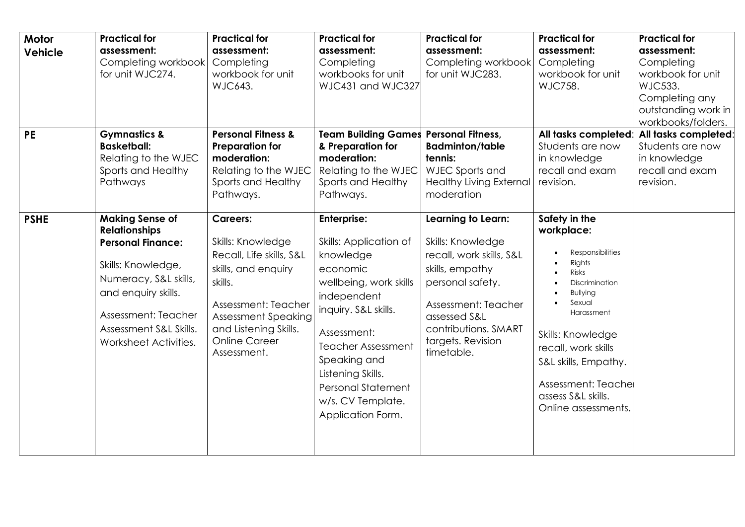| **Motor Vehicle** | **Practical for assessment:** Completing workbook for unit WJC274. | **Practical for assessment:** Completing workbook for unit WJC643. | **Practical for assessment:** Completing workbooks for unit WJC431 and WJC327 | **Practical for assessment:** Completing workbook for unit WJC283. | **Practical for assessment:** Completing workbook for unit WJC758. | **Practical for assessment:** Completing workbook for unit WJC533. Completing any outstanding work in workbooks/folders. |
|---|---|---|---|---|---|---|
| **PE** | **Gymnastics & Basketball:** Relating to the WJEC Sports and Healthy Pathways | **Personal Fitness & Preparation for moderation:** Relating to the WJEC Sports and Healthy Pathways. | **Team Building Games & Preparation for moderation:** Relating to the WJEC Sports and Healthy Pathways. | **Personal Fitness, Badminton/table tennis:** WJEC Sports and Healthy Living External moderation | **All tasks completed:** Students are now in knowledge recall and exam revision. | **All tasks completed:** Students are now in knowledge recall and exam revision. |
| **PSHE** | **Making Sense of Relationships Personal Finance:** Skills: Knowledge, Numeracy, S&L skills, and enquiry skills. Assessment: Teacher Assessment S&L Skills. Worksheet Activities. | **Careers:** Skills: Knowledge Recall, Life skills, S&L skills, and enquiry skills. Assessment: Teacher Assessment Speaking and Listening Skills. Online Career Assessment. | **Enterprise:** Skills: Application of knowledge economic wellbeing, work skills independent inquiry. S&L skills. Assessment: Teacher Assessment Speaking and Listening Skills. Personal Statement w/s. CV Template. Application Form. | **Learning to Learn:** Skills: Knowledge recall, work skills, S&L skills, empathy personal safety. Assessment: Teacher assessed S&L contributions. SMART targets. Revision timetable. | **Safety in the workplace:** • Responsibilities • Rights • Risks • Discrimination • Bullying • Sexual Harassment Skills: Knowledge recall, work skills S&L skills, Empathy. Assessment: Teacher assess S&L skills. Online assessments. | |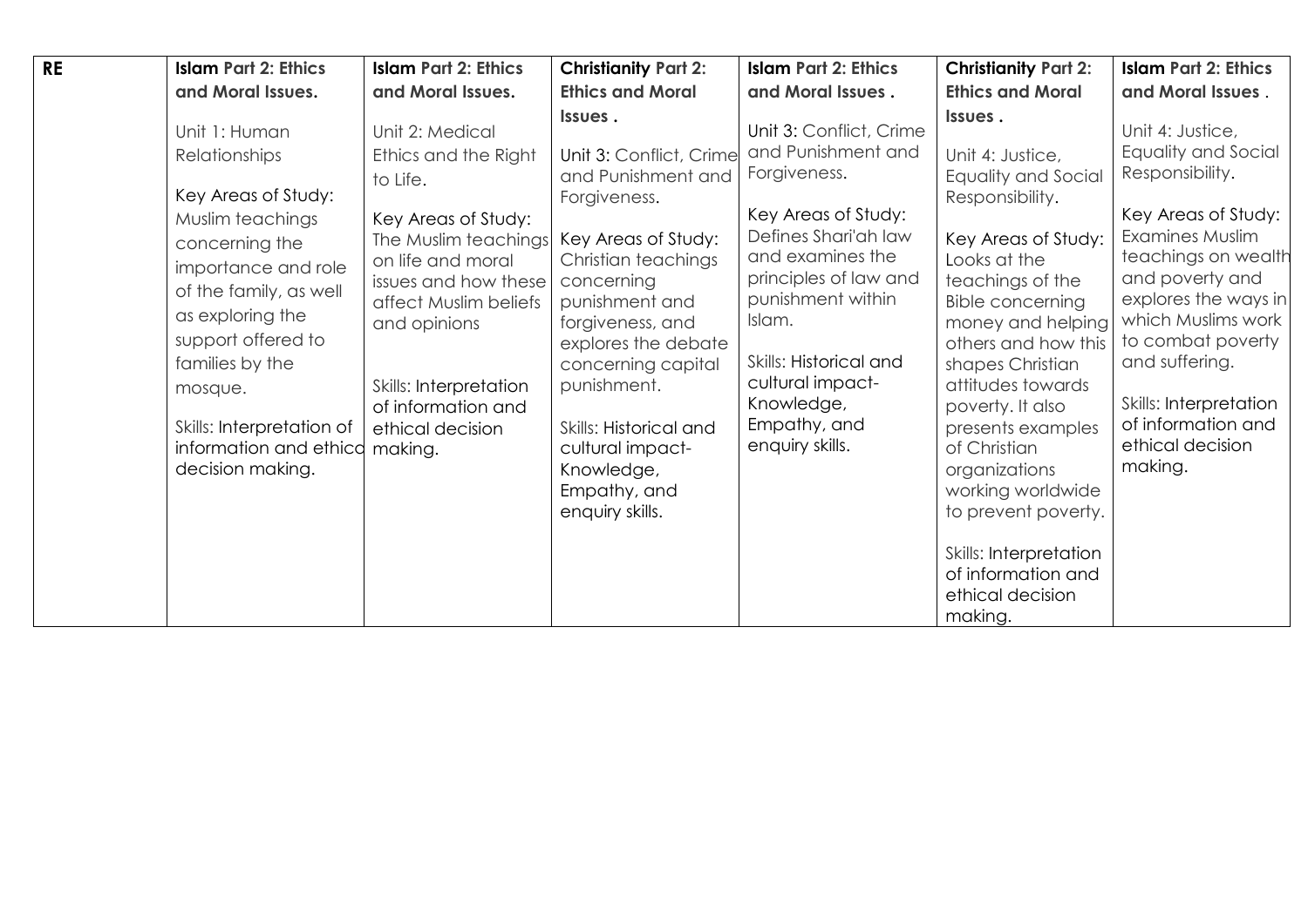| | | | | | | |
|---|---|---|---|---|---|---|
| **RE** | **Islam Part 2: Ethics and Moral Issues.**<br><br>Unit 1: Human Relationships<br><br>Key Areas of Study: Muslim teachings concerning the importance and role of the family, as well as exploring the support offered to families by the mosque.<br><br>Skills: Interpretation of information and ethical decision making. | **Islam Part 2: Ethics and Moral Issues.**<br><br>Unit 2: Medical Ethics and the Right to Life.<br><br>Key Areas of Study: The Muslim teachings on life and moral issues and how these affect Muslim beliefs and opinions<br><br>Skills: Interpretation of information and ethical decision making. | **Christianity Part 2: Ethics and Moral Issues .**<br><br>Unit 3: Conflict, Crime and Punishment and Forgiveness.<br><br>Key Areas of Study: Christian teachings concerning punishment and forgiveness, and explores the debate concerning capital punishment.<br><br>Skills: Historical and cultural impact- Knowledge, Empathy, and enquiry skills. | **Islam Part 2: Ethics and Moral Issues .**<br><br>Unit 3: Conflict, Crime and Punishment and Forgiveness.<br><br>Key Areas of Study: Defines Shari'ah law and examines the principles of law and punishment within Islam.<br><br>Skills: Historical and cultural impact- Knowledge, Empathy, and enquiry skills. | **Christianity Part 2: Ethics and Moral Issues .**<br><br>Unit 4: Justice, Equality and Social Responsibility.<br><br>Key Areas of Study: Looks at the teachings of the Bible concerning money and helping others and how this shapes Christian attitudes towards poverty. It also presents examples of Christian organizations working worldwide to prevent poverty.<br><br>Skills: Interpretation of information and ethical decision making. | **Islam Part 2: Ethics and Moral Issues .**<br><br>Unit 4: Justice, Equality and Social Responsibility.<br><br>Key Areas of Study: Examines Muslim teachings on wealth and poverty and explores the ways in which Muslims work to combat poverty and suffering.<br><br>Skills: Interpretation of information and ethical decision making. |